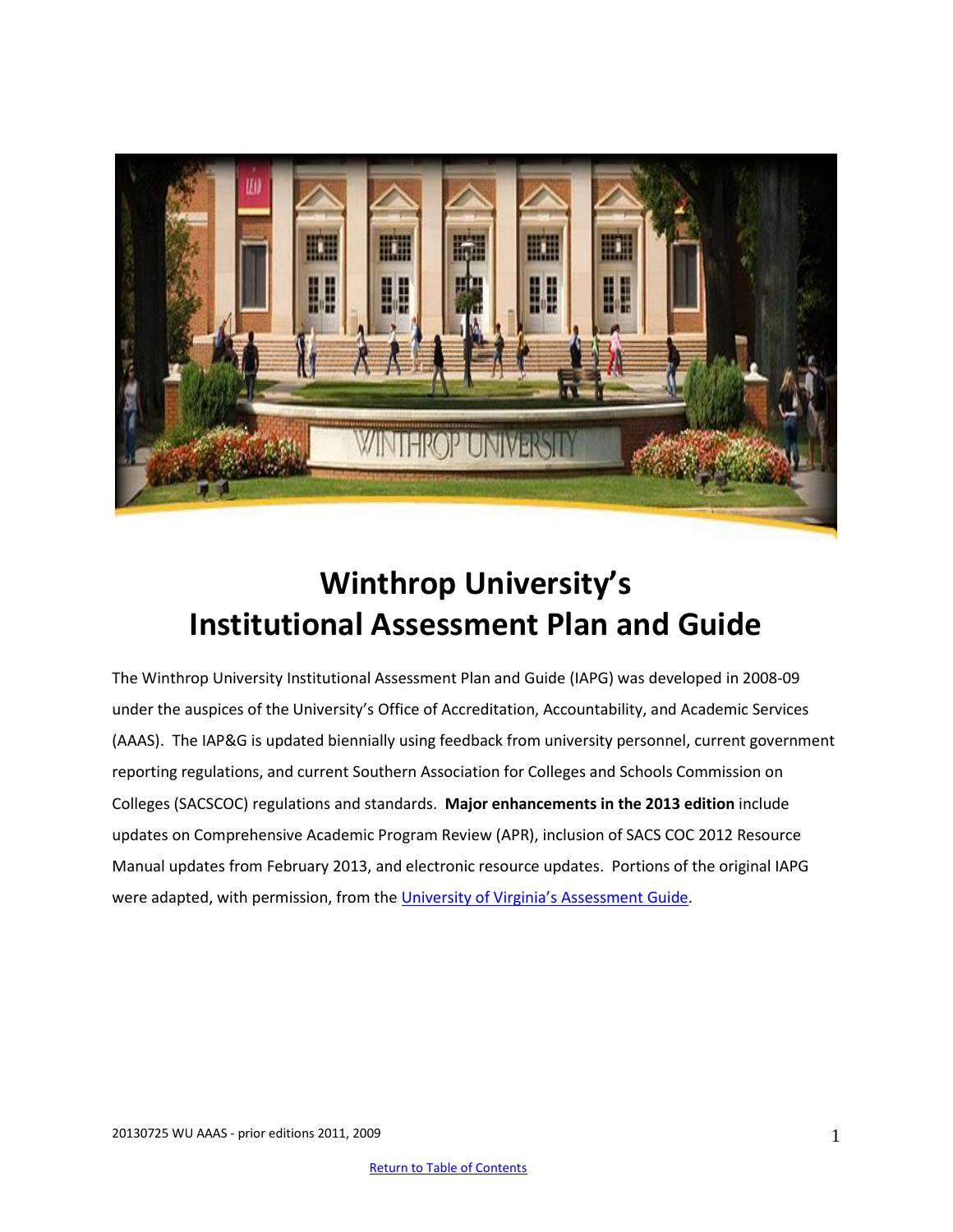# Winthrop University's Institutional Assessment Plan and Guide

The Winthrop University Institutional Assessment Plan and Guide (IAPG) was developed in 2008-09 under the auspices of the University's Office of Accreditation, Accountability, and Academic Services (AAAS). The IAP&G is updated biennially using feedback from university personnel, current government reporting regulations, and current Southern Association for Colleges and Schools Commission on Colleges (SACSCOC) regulations and standards. **Major enhancements in the 2013 edition** include updates on Comprehensive Academic Program Review (APR), inclusion of SACS COC 2012 Resource Manual updates from February 2013, and electronic resource updates. Portions of the original IAPG were adapted, with permission, from the University of Virginia's Assessment Guide.

20130725 WU AAAS - prior editions 2011, 2009

Return to Table of Contents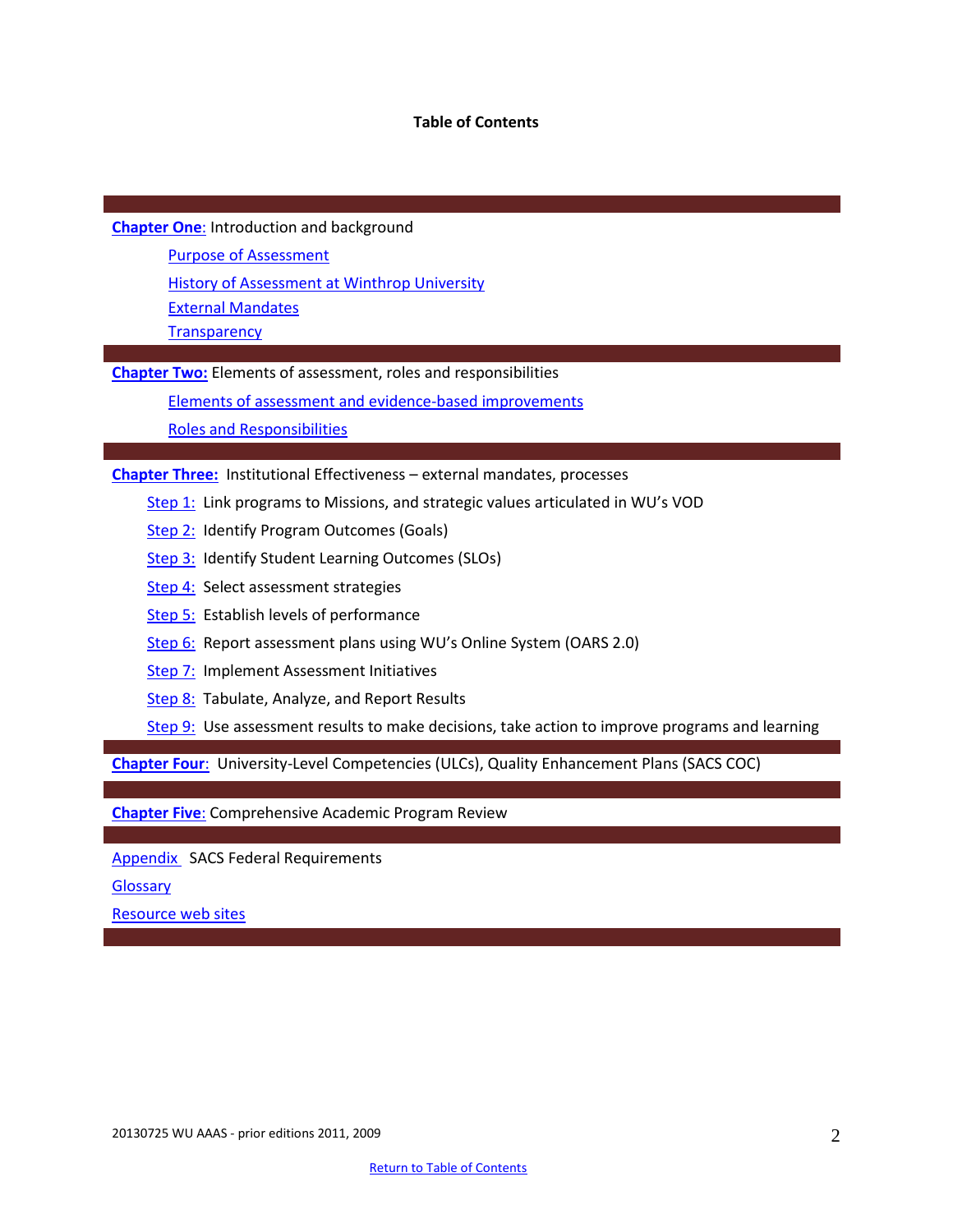# Table of Contents

**Chapter One**: Introduction and background

- Purpose of Assessment
- History of Assessment at Winthrop University
- External Mandates
- Transparency

**Chapter Two:** Elements of assessment, roles and responsibilities

- Elements of assessment and evidence-based improvements
- Roles and Responsibilities

**Chapter Three:** Institutional Effectiveness – external mandates, processes

- Step 1: Link programs to Missions, and strategic values articulated in WU's VOD
- Step 2: Identify Program Outcomes (Goals)
- Step 3: Identify Student Learning Outcomes (SLOs)
- Step 4: Select assessment strategies
- Step 5: Establish levels of performance
- Step 6: Report assessment plans using WU's Online System (OARS 2.0)
- Step 7: Implement Assessment Initiatives
- Step 8: Tabulate, Analyze, and Report Results
- Step 9: Use assessment results to make decisions, take action to improve programs and learning

**Chapter Four**: University-Level Competencies (ULCs), Quality Enhancement Plans (SACS COC)

**Chapter Five**: Comprehensive Academic Program Review

Appendix SACS Federal Requirements

Glossary

Resource web sites

20130725 WU AAAS - prior editions 2011, 2009

Return to Table of Contents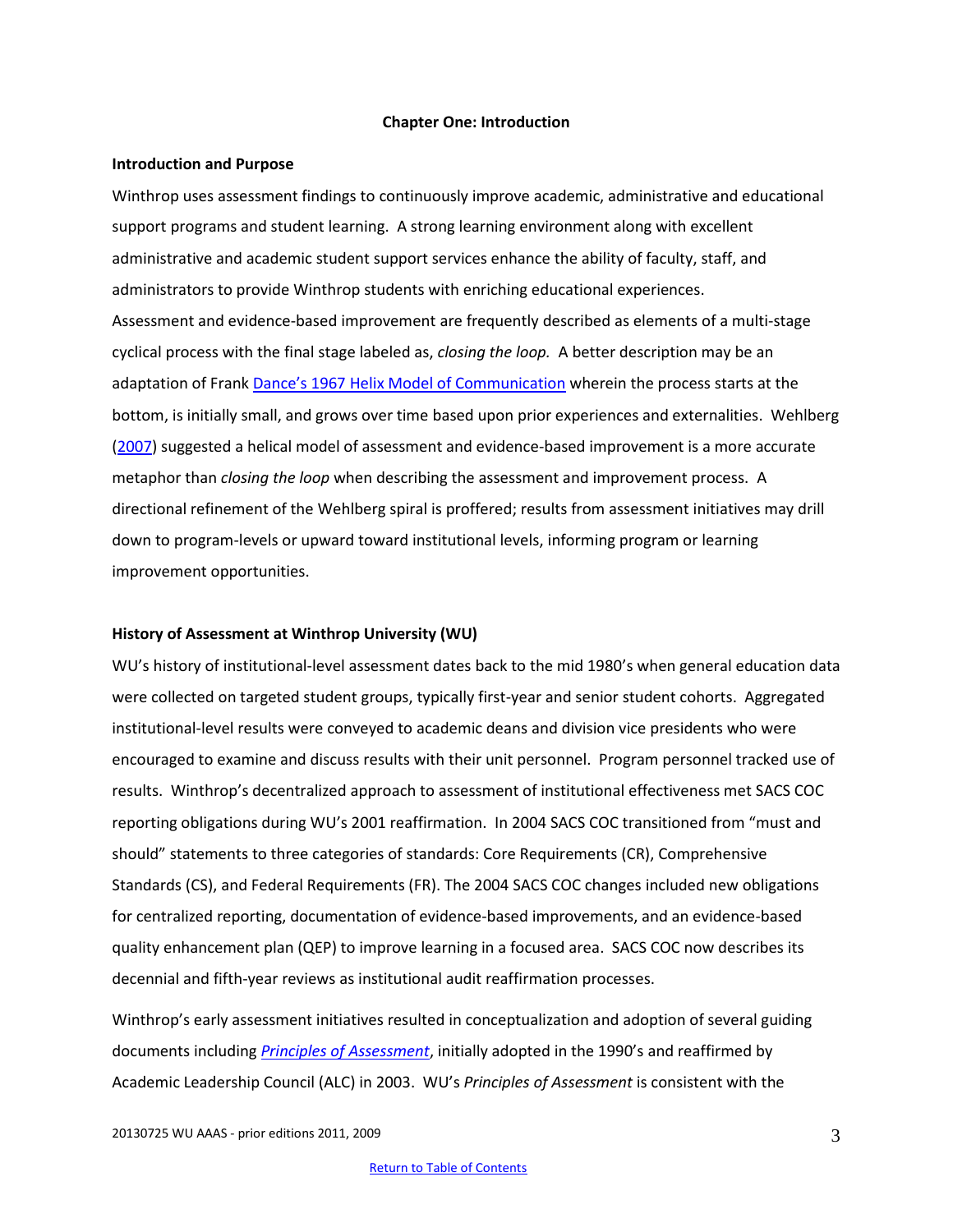# Chapter One: Introduction

## Introduction and Purpose

Winthrop uses assessment findings to continuously improve academic, administrative and educational support programs and student learning. A strong learning environment along with excellent administrative and academic student support services enhance the ability of faculty, staff, and administrators to provide Winthrop students with enriching educational experiences.

Assessment and evidence-based improvement are frequently described as elements of a multi-stage cyclical process with the final stage labeled as, *closing the loop.* A better description may be an adaptation of Frank Dance's 1967 Helix Model of Communication wherein the process starts at the bottom, is initially small, and grows over time based upon prior experiences and externalities. Wehlberg (2007) suggested a helical model of assessment and evidence-based improvement is a more accurate metaphor than *closing the loop* when describing the assessment and improvement process. A directional refinement of the Wehlberg spiral is proffered; results from assessment initiatives may drill down to program-levels or upward toward institutional levels, informing program or learning improvement opportunities.

## History of Assessment at Winthrop University (WU)

WU's history of institutional-level assessment dates back to the mid 1980's when general education data were collected on targeted student groups, typically first-year and senior student cohorts. Aggregated institutional-level results were conveyed to academic deans and division vice presidents who were encouraged to examine and discuss results with their unit personnel. Program personnel tracked use of results. Winthrop's decentralized approach to assessment of institutional effectiveness met SACS COC reporting obligations during WU's 2001 reaffirmation. In 2004 SACS COC transitioned from "must and should" statements to three categories of standards: Core Requirements (CR), Comprehensive Standards (CS), and Federal Requirements (FR). The 2004 SACS COC changes included new obligations for centralized reporting, documentation of evidence-based improvements, and an evidence-based quality enhancement plan (QEP) to improve learning in a focused area. SACS COC now describes its decennial and fifth-year reviews as institutional audit reaffirmation processes.

Winthrop's early assessment initiatives resulted in conceptualization and adoption of several guiding documents including ***Principles of Assessment***, initially adopted in the 1990's and reaffirmed by Academic Leadership Council (ALC) in 2003. WU's *Principles of Assessment* is consistent with the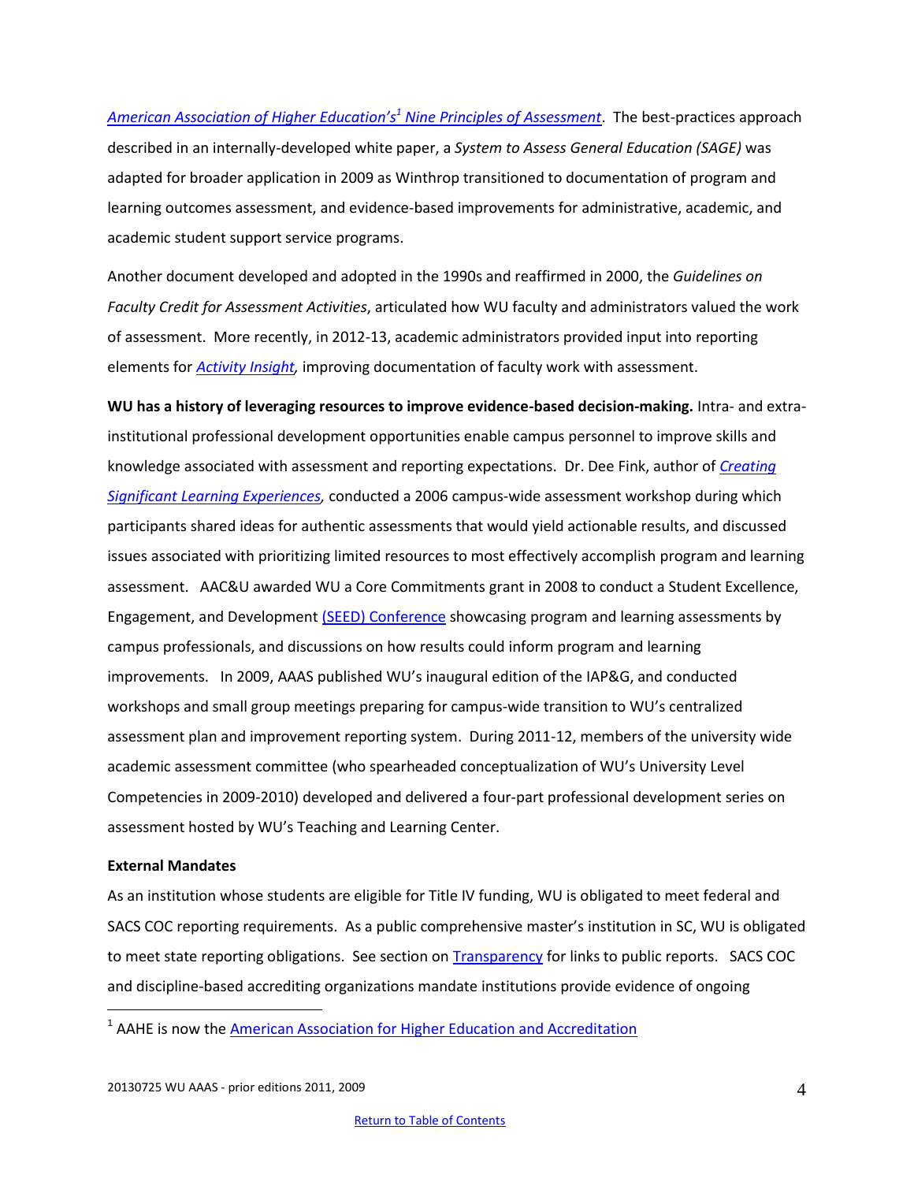*American Association of Higher Education's[1] Nine Principles of Assessment*. The best-practices approach described in an internally-developed white paper, a *System to Assess General Education (SAGE)* was adapted for broader application in 2009 as Winthrop transitioned to documentation of program and learning outcomes assessment, and evidence-based improvements for administrative, academic, and academic student support service programs.

Another document developed and adopted in the 1990s and reaffirmed in 2000, the *Guidelines on Faculty Credit for Assessment Activities*, articulated how WU faculty and administrators valued the work of assessment. More recently, in 2012-13, academic administrators provided input into reporting elements for *Activity Insight*, improving documentation of faculty work with assessment.

**WU has a history of leveraging resources to improve evidence-based decision-making.** Intra- and extra-institutional professional development opportunities enable campus personnel to improve skills and knowledge associated with assessment and reporting expectations. Dr. Dee Fink, author of *Creating Significant Learning Experiences*, conducted a 2006 campus-wide assessment workshop during which participants shared ideas for authentic assessments that would yield actionable results, and discussed issues associated with prioritizing limited resources to most effectively accomplish program and learning assessment. AAC&U awarded WU a Core Commitments grant in 2008 to conduct a Student Excellence, Engagement, and Development (SEED) Conference showcasing program and learning assessments by campus professionals, and discussions on how results could inform program and learning improvements. In 2009, AAAS published WU's inaugural edition of the IAP&G, and conducted workshops and small group meetings preparing for campus-wide transition to WU's centralized assessment plan and improvement reporting system. During 2011-12, members of the university wide academic assessment committee (who spearheaded conceptualization of WU's University Level Competencies in 2009-2010) developed and delivered a four-part professional development series on assessment hosted by WU's Teaching and Learning Center.

**External Mandates**

As an institution whose students are eligible for Title IV funding, WU is obligated to meet federal and SACS COC reporting requirements. As a public comprehensive master's institution in SC, WU is obligated to meet state reporting obligations. See section on Transparency for links to public reports. SACS COC and discipline-based accrediting organizations mandate institutions provide evidence of ongoing

[1] AAHE is now the American Association for Higher Education and Accreditation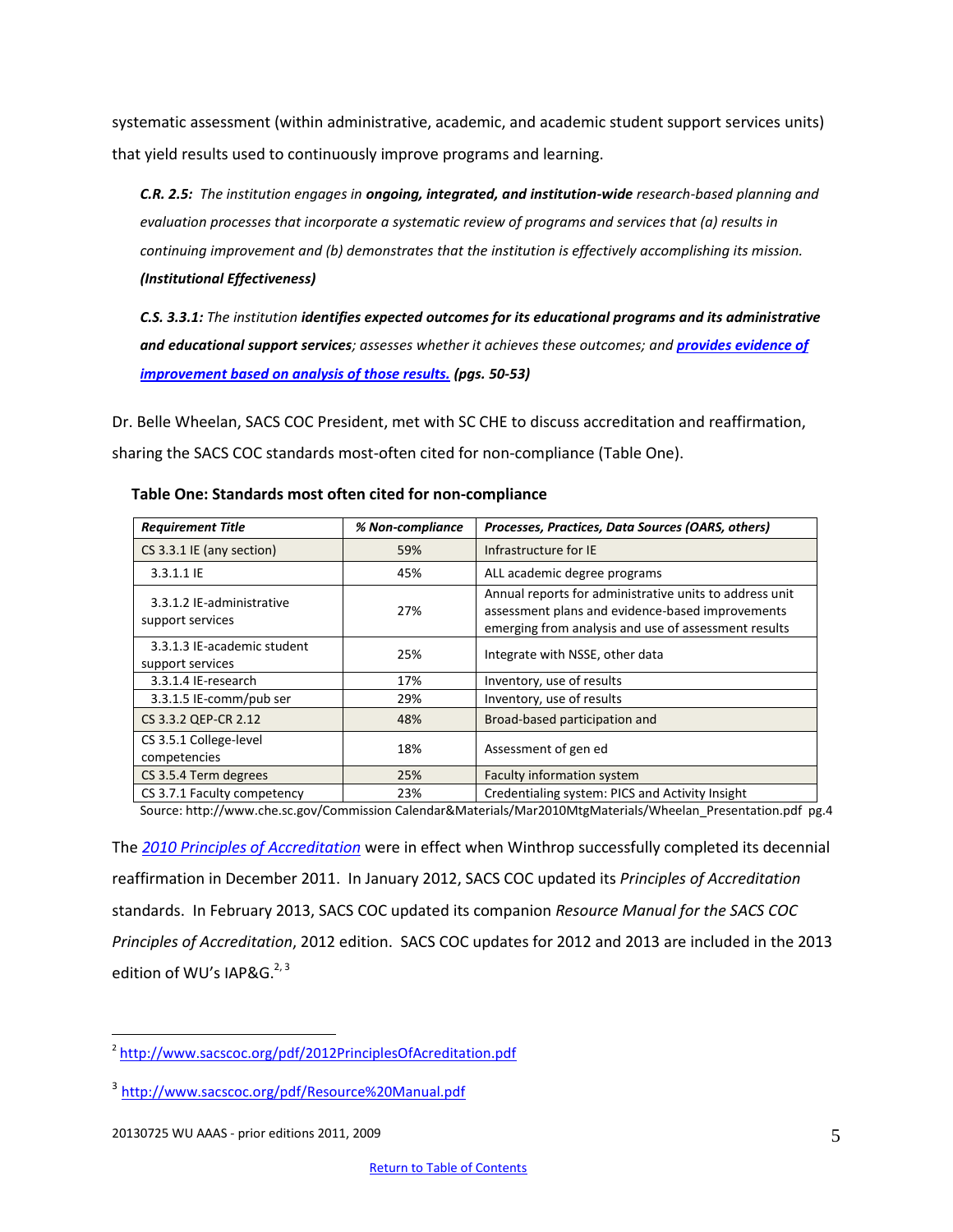systematic assessment (within administrative, academic, and academic student support services units) that yield results used to continuously improve programs and learning.

> ***C.R. 2.5:*** *The institution engages in* ***ongoing, integrated, and institution-wide*** *research-based planning and evaluation processes that incorporate a systematic review of programs and services that (a) results in continuing improvement and (b) demonstrates that the institution is effectively accomplishing its mission.* ***(Institutional Effectiveness)***

> ***C.S. 3.3.1:*** *The institution* ***identifies expected outcomes for its educational programs and its administrative and educational support services****; assesses whether it achieves these outcomes; and* ***provides evidence of improvement based on analysis of those results.*** ***(pgs. 50-53)***

Dr. Belle Wheelan, SACS COC President, met with SC CHE to discuss accreditation and reaffirmation, sharing the SACS COC standards most-often cited for non-compliance (Table One).

**Table One: Standards most often cited for non-compliance**

| *Requirement Title* | *% Non-compliance* | *Processes, Practices, Data Sources (OARS, others)* |
|---|---|---|
| CS 3.3.1 IE (any section) | 59% | Infrastructure for IE |
| 3.3.1.1 IE | 45% | ALL academic degree programs |
| 3.3.1.2 IE-administrative support services | 27% | Annual reports for administrative units to address unit assessment plans and evidence-based improvements emerging from analysis and use of assessment results |
| 3.3.1.3 IE-academic student support services | 25% | Integrate with NSSE, other data |
| 3.3.1.4 IE-research | 17% | Inventory, use of results |
| 3.3.1.5 IE-comm/pub ser | 29% | Inventory, use of results |
| CS 3.3.2 QEP-CR 2.12 | 48% | Broad-based participation and |
| CS 3.5.1 College-level competencies | 18% | Assessment of gen ed |
| CS 3.5.4 Term degrees | 25% | Faculty information system |
| CS 3.7.1 Faculty competency | 23% | Credentialing system: PICS and Activity Insight |

Source: http://www.che.sc.gov/Commission Calendar&Materials/Mar2010MtgMaterials/Wheelan_Presentation.pdf pg.4

The *2010 Principles of Accreditation* were in effect when Winthrop successfully completed its decennial reaffirmation in December 2011. In January 2012, SACS COC updated its *Principles of Accreditation* standards. In February 2013, SACS COC updated its companion *Resource Manual for the SACS COC Principles of Accreditation*, 2012 edition. SACS COC updates for 2012 and 2013 are included in the 2013 edition of WU's IAP&G.[2, 3]

---

[2] http://www.sacscoc.org/pdf/2012PrinciplesOfAcreditation.pdf

[3] http://www.sacscoc.org/pdf/Resource%20Manual.pdf

20130725 WU AAAS - prior editions 2011, 2009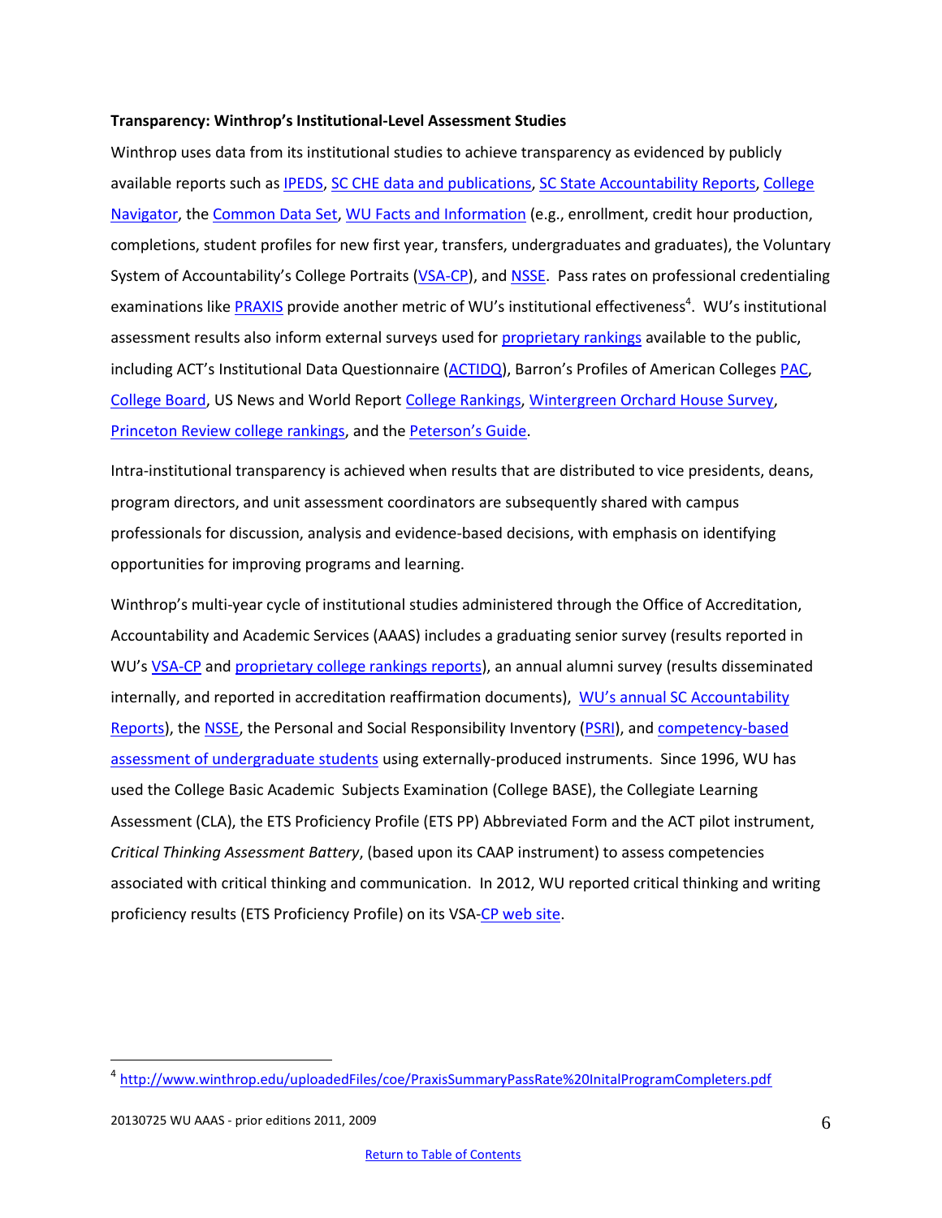**Transparency: Winthrop's Institutional-Level Assessment Studies**

Winthrop uses data from its institutional studies to achieve transparency as evidenced by publicly available reports such as IPEDS, SC CHE data and publications, SC State Accountability Reports, College Navigator, the Common Data Set, WU Facts and Information (e.g., enrollment, credit hour production, completions, student profiles for new first year, transfers, undergraduates and graduates), the Voluntary System of Accountability's College Portraits (VSA-CP), and NSSE. Pass rates on professional credentialing examinations like PRAXIS provide another metric of WU's institutional effectiveness[4]. WU's institutional assessment results also inform external surveys used for proprietary rankings available to the public, including ACT's Institutional Data Questionnaire (ACTIDQ), Barron's Profiles of American Colleges PAC, College Board, US News and World Report College Rankings, Wintergreen Orchard House Survey, Princeton Review college rankings, and the Peterson's Guide.

Intra-institutional transparency is achieved when results that are distributed to vice presidents, deans, program directors, and unit assessment coordinators are subsequently shared with campus professionals for discussion, analysis and evidence-based decisions, with emphasis on identifying opportunities for improving programs and learning.

Winthrop's multi-year cycle of institutional studies administered through the Office of Accreditation, Accountability and Academic Services (AAAS) includes a graduating senior survey (results reported in WU's VSA-CP and proprietary college rankings reports), an annual alumni survey (results disseminated internally, and reported in accreditation reaffirmation documents), WU's annual SC Accountability Reports), the NSSE, the Personal and Social Responsibility Inventory (PSRI), and competency-based assessment of undergraduate students using externally-produced instruments. Since 1996, WU has used the College Basic Academic Subjects Examination (College BASE), the Collegiate Learning Assessment (CLA), the ETS Proficiency Profile (ETS PP) Abbreviated Form and the ACT pilot instrument, *Critical Thinking Assessment Battery*, (based upon its CAAP instrument) to assess competencies associated with critical thinking and communication. In 2012, WU reported critical thinking and writing proficiency results (ETS Proficiency Profile) on its VSA-CP web site.

---

[4] http://www.winthrop.edu/uploadedFiles/coe/PraxisSummaryPassRate%20InitalProgramCompleters.pdf

20130725 WU AAAS - prior editions 2011, 2009

Return to Table of Contents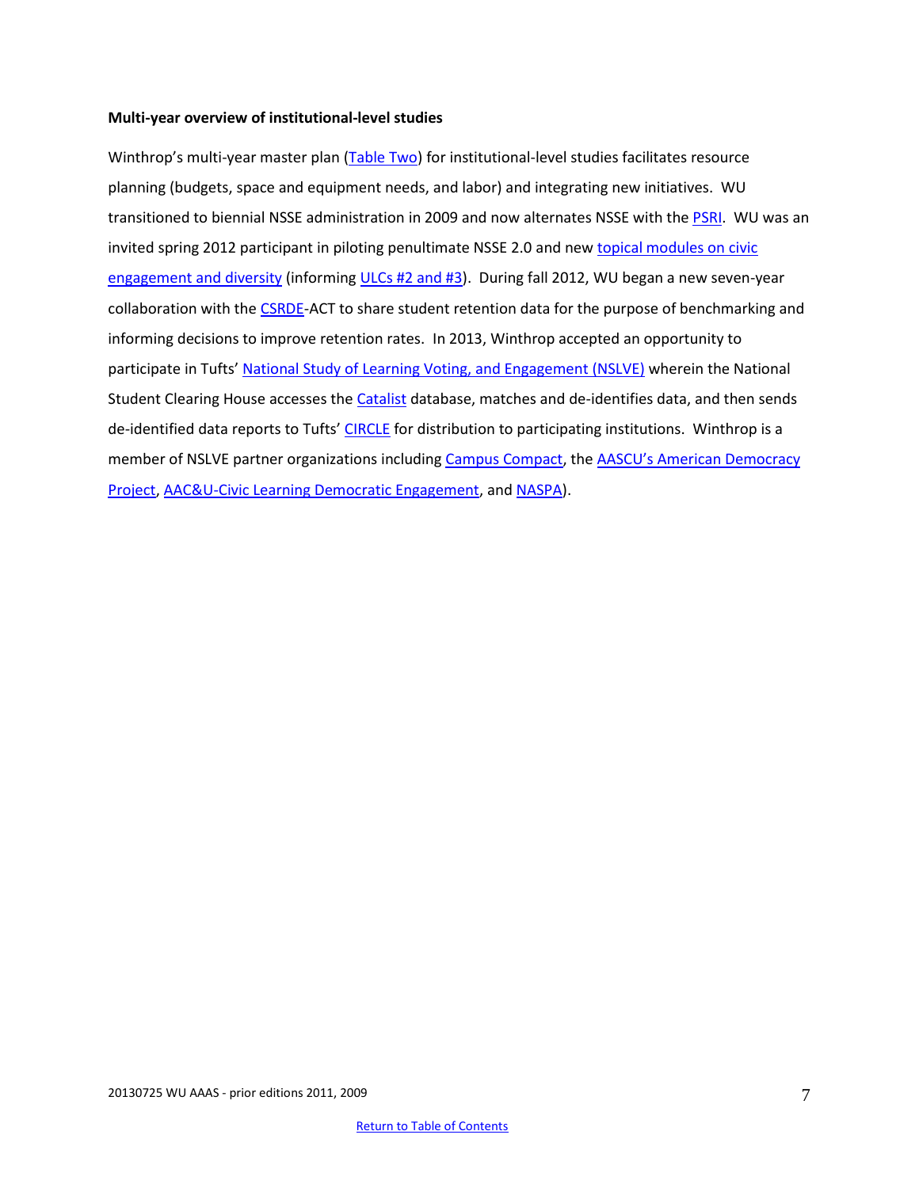**Multi-year overview of institutional-level studies**

Winthrop's multi-year master plan (Table Two) for institutional-level studies facilitates resource planning (budgets, space and equipment needs, and labor) and integrating new initiatives. WU transitioned to biennial NSSE administration in 2009 and now alternates NSSE with the PSRI. WU was an invited spring 2012 participant in piloting penultimate NSSE 2.0 and new topical modules on civic engagement and diversity (informing ULCs #2 and #3). During fall 2012, WU began a new seven-year collaboration with the CSRDE-ACT to share student retention data for the purpose of benchmarking and informing decisions to improve retention rates. In 2013, Winthrop accepted an opportunity to participate in Tufts' National Study of Learning Voting, and Engagement (NSLVE) wherein the National Student Clearing House accesses the Catalist database, matches and de-identifies data, and then sends de-identified data reports to Tufts' CIRCLE for distribution to participating institutions. Winthrop is a member of NSLVE partner organizations including Campus Compact, the AASCU's American Democracy Project, AAC&U-Civic Learning Democratic Engagement, and NASPA).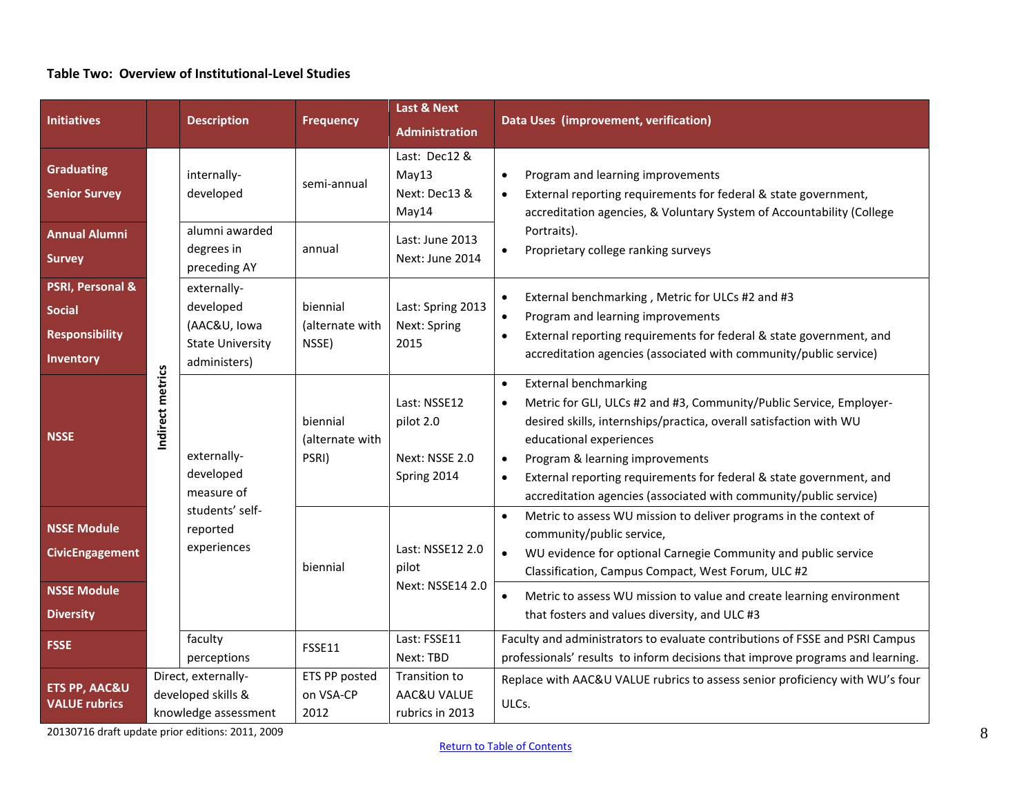**Table Two: Overview of Institutional-Level Studies**

| Initiatives | | Description | Frequency | Last & Next Administration | Data Uses (improvement, verification) |
|---|---|---|---|---|---|
| Graduating Senior Survey | Indirect metrics | internally-developed | semi-annual | Last: Dec12 & May13<br>Next: Dec13 & May14 | • Program and learning improvements<br>• External reporting requirements for federal & state government, accreditation agencies, & Voluntary System of Accountability (College Portraits).<br>• Proprietary college ranking surveys |
| Annual Alumni Survey | | alumni awarded degrees in preceding AY | annual | Last: June 2013<br>Next: June 2014 | |
| PSRI, Personal & Social Responsibility Inventory | | externally-developed (AAC&U, Iowa State University administers) | biennial (alternate with NSSE) | Last: Spring 2013<br>Next: Spring 2015 | • External benchmarking , Metric for ULCs #2 and #3<br>• Program and learning improvements<br>• External reporting requirements for federal & state government, and accreditation agencies (associated with community/public service) |
| NSSE | | externally-developed measure of students' self-reported experiences | biennial (alternate with PSRI) | Last: NSSE12 pilot 2.0<br><br>Next: NSSE 2.0 Spring 2014 | • External benchmarking<br>• Metric for GLI, ULCs #2 and #3, Community/Public Service, Employer-desired skills, internships/practica, overall satisfaction with WU educational experiences<br>• Program & learning improvements<br>• External reporting requirements for federal & state government, and accreditation agencies (associated with community/public service) |
| NSSE Module CivicEngagement | | | biennial | Last: NSSE12 2.0 pilot<br>Next: NSSE14 2.0 | • Metric to assess WU mission to deliver programs in the context of community/public service,<br>• WU evidence for optional Carnegie Community and public service Classification, Campus Compact, West Forum, ULC #2 |
| NSSE Module Diversity | | | | | • Metric to assess WU mission to value and create learning environment that fosters and values diversity, and ULC #3 |
| FSSE | | faculty perceptions | FSSE11 | Last: FSSE11<br>Next: TBD | Faculty and administrators to evaluate contributions of FSSE and PSRI Campus professionals' results to inform decisions that improve programs and learning. |
| ETS PP, AAC&U VALUE rubrics | Direct, externally-developed skills & knowledge assessment | | ETS PP posted on VSA-CP 2012 | Transition to AAC&U VALUE rubrics in 2013 | Replace with AAC&U VALUE rubrics to assess senior proficiency with WU's four ULCs. |

20130716 draft update prior editions: 2011, 2009

Return to Table of Contents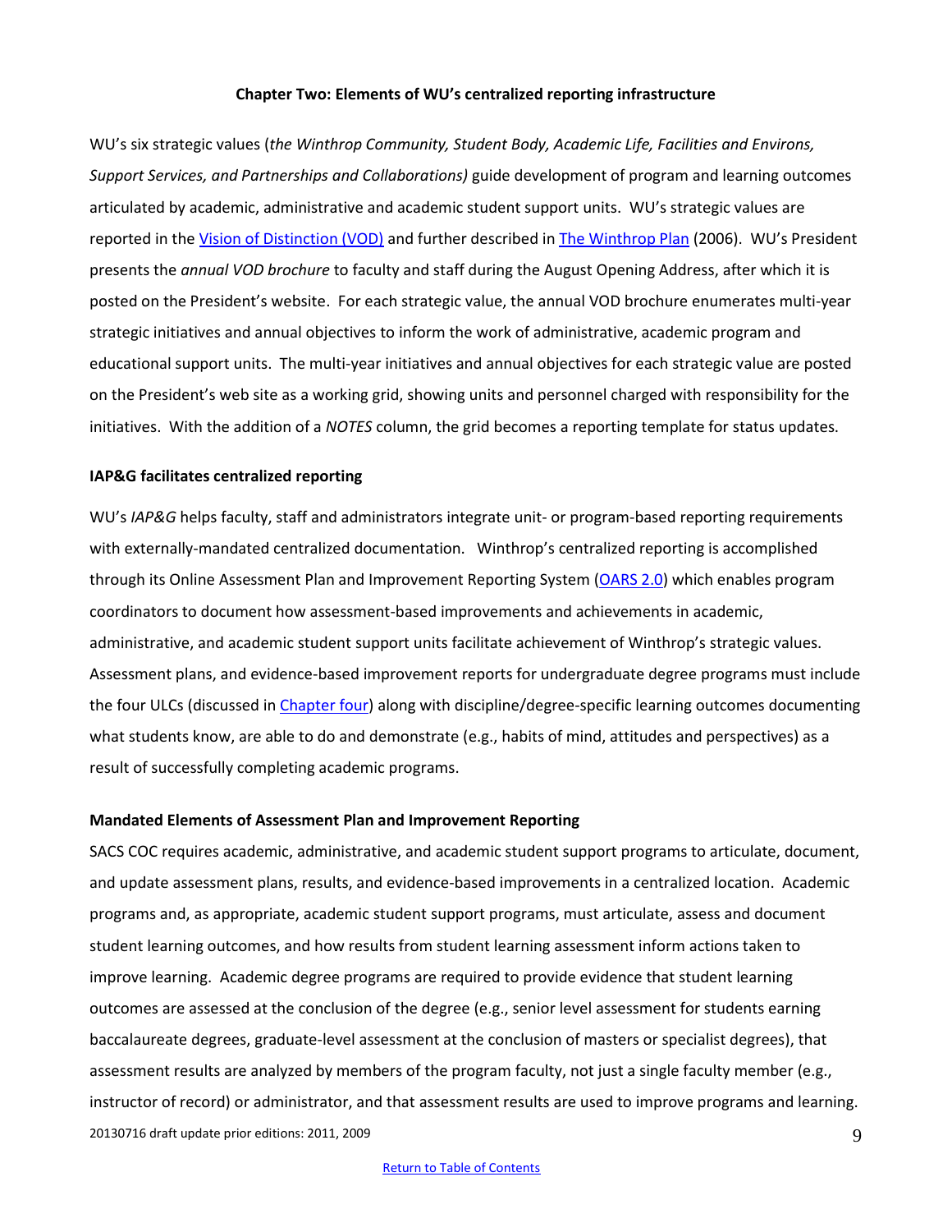## Chapter Two: Elements of WU's centralized reporting infrastructure

WU's six strategic values (*the Winthrop Community, Student Body, Academic Life, Facilities and Environs, Support Services, and Partnerships and Collaborations)* guide development of program and learning outcomes articulated by academic, administrative and academic student support units. WU's strategic values are reported in the Vision of Distinction (VOD) and further described in The Winthrop Plan (2006). WU's President presents the *annual VOD brochure* to faculty and staff during the August Opening Address, after which it is posted on the President's website. For each strategic value, the annual VOD brochure enumerates multi-year strategic initiatives and annual objectives to inform the work of administrative, academic program and educational support units. The multi-year initiatives and annual objectives for each strategic value are posted on the President's web site as a working grid, showing units and personnel charged with responsibility for the initiatives. With the addition of a *NOTES* column, the grid becomes a reporting template for status updates.

### IAP&G facilitates centralized reporting

WU's *IAP&G* helps faculty, staff and administrators integrate unit- or program-based reporting requirements with externally-mandated centralized documentation. Winthrop's centralized reporting is accomplished through its Online Assessment Plan and Improvement Reporting System (OARS 2.0) which enables program coordinators to document how assessment-based improvements and achievements in academic, administrative, and academic student support units facilitate achievement of Winthrop's strategic values. Assessment plans, and evidence-based improvement reports for undergraduate degree programs must include the four ULCs (discussed in Chapter four) along with discipline/degree-specific learning outcomes documenting what students know, are able to do and demonstrate (e.g., habits of mind, attitudes and perspectives) as a result of successfully completing academic programs.

### Mandated Elements of Assessment Plan and Improvement Reporting

SACS COC requires academic, administrative, and academic student support programs to articulate, document, and update assessment plans, results, and evidence-based improvements in a centralized location. Academic programs and, as appropriate, academic student support programs, must articulate, assess and document student learning outcomes, and how results from student learning assessment inform actions taken to improve learning. Academic degree programs are required to provide evidence that student learning outcomes are assessed at the conclusion of the degree (e.g., senior level assessment for students earning baccalaureate degrees, graduate-level assessment at the conclusion of masters or specialist degrees), that assessment results are analyzed by members of the program faculty, not just a single faculty member (e.g., instructor of record) or administrator, and that assessment results are used to improve programs and learning.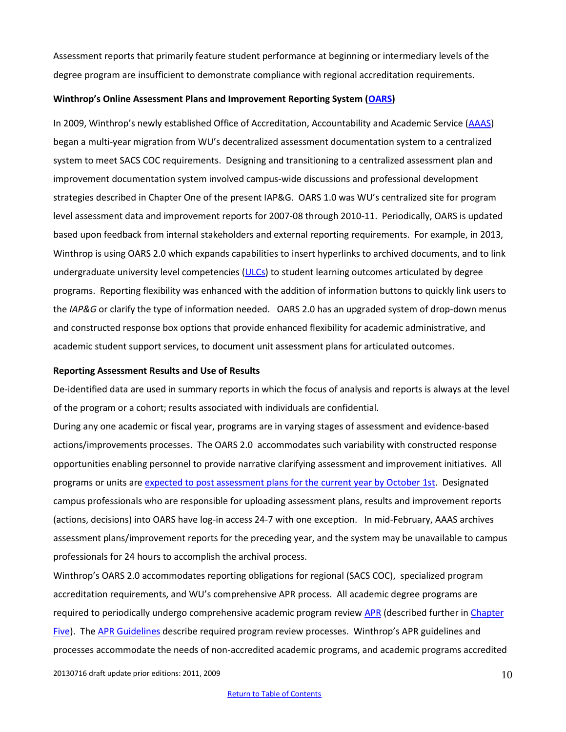Assessment reports that primarily feature student performance at beginning or intermediary levels of the degree program are insufficient to demonstrate compliance with regional accreditation requirements.

**Winthrop's Online Assessment Plans and Improvement Reporting System (OARS)**

In 2009, Winthrop's newly established Office of Accreditation, Accountability and Academic Service (AAAS) began a multi-year migration from WU's decentralized assessment documentation system to a centralized system to meet SACS COC requirements. Designing and transitioning to a centralized assessment plan and improvement documentation system involved campus-wide discussions and professional development strategies described in Chapter One of the present IAP&G. OARS 1.0 was WU's centralized site for program level assessment data and improvement reports for 2007-08 through 2010-11. Periodically, OARS is updated based upon feedback from internal stakeholders and external reporting requirements. For example, in 2013, Winthrop is using OARS 2.0 which expands capabilities to insert hyperlinks to archived documents, and to link undergraduate university level competencies (ULCs) to student learning outcomes articulated by degree programs. Reporting flexibility was enhanced with the addition of information buttons to quickly link users to the *IAP&G* or clarify the type of information needed. OARS 2.0 has an upgraded system of drop-down menus and constructed response box options that provide enhanced flexibility for academic administrative, and academic student support services, to document unit assessment plans for articulated outcomes.

**Reporting Assessment Results and Use of Results**

De-identified data are used in summary reports in which the focus of analysis and reports is always at the level of the program or a cohort; results associated with individuals are confidential.

During any one academic or fiscal year, programs are in varying stages of assessment and evidence-based actions/improvements processes. The OARS 2.0 accommodates such variability with constructed response opportunities enabling personnel to provide narrative clarifying assessment and improvement initiatives. All programs or units are expected to post assessment plans for the current year by October 1st. Designated campus professionals who are responsible for uploading assessment plans, results and improvement reports (actions, decisions) into OARS have log-in access 24-7 with one exception. In mid-February, AAAS archives assessment plans/improvement reports for the preceding year, and the system may be unavailable to campus professionals for 24 hours to accomplish the archival process.

Winthrop's OARS 2.0 accommodates reporting obligations for regional (SACS COC), specialized program accreditation requirements, and WU's comprehensive APR process. All academic degree programs are required to periodically undergo comprehensive academic program review APR (described further in Chapter Five). The APR Guidelines describe required program review processes. Winthrop's APR guidelines and processes accommodate the needs of non-accredited academic programs, and academic programs accredited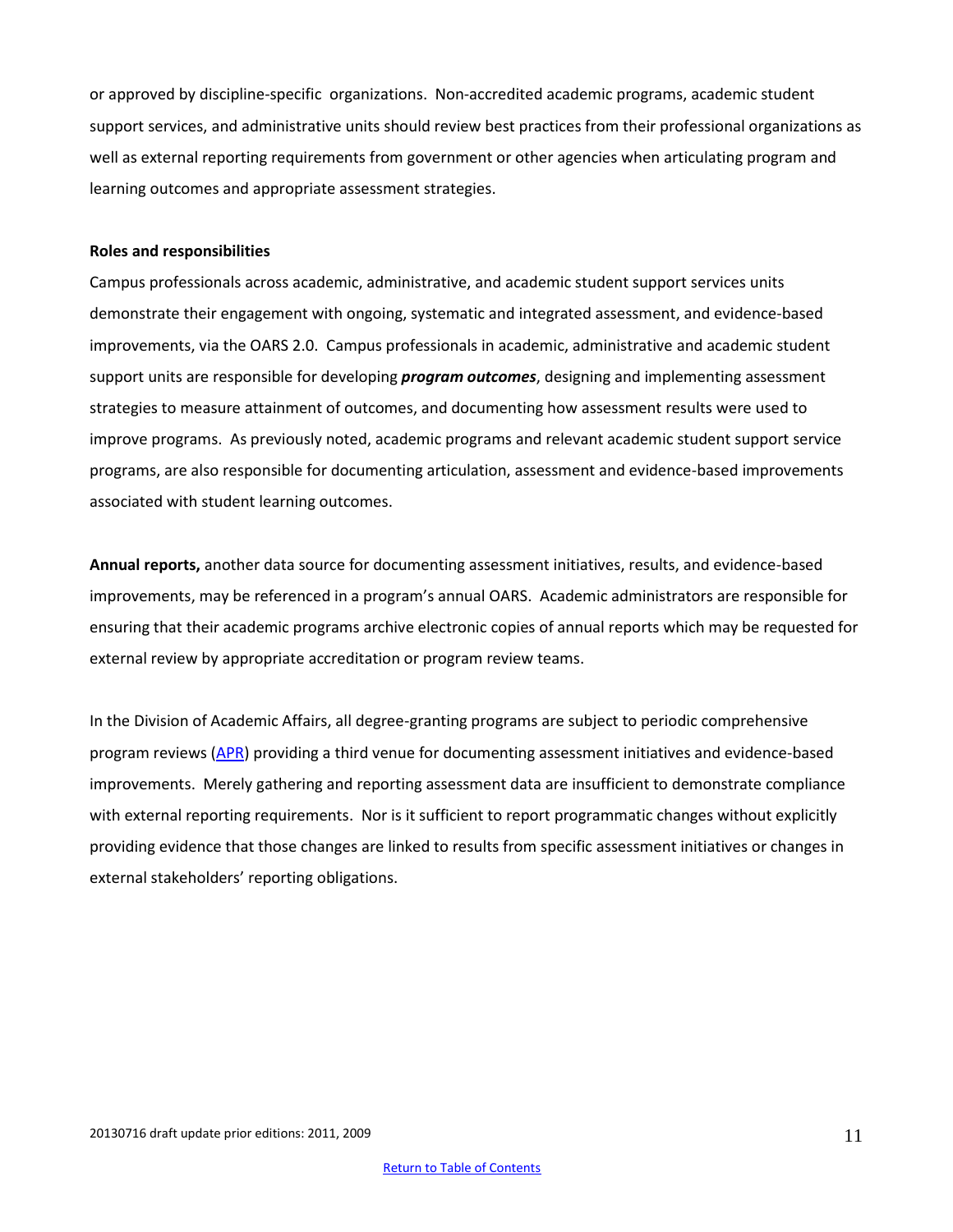or approved by discipline-specific organizations. Non-accredited academic programs, academic student support services, and administrative units should review best practices from their professional organizations as well as external reporting requirements from government or other agencies when articulating program and learning outcomes and appropriate assessment strategies.

**Roles and responsibilities**

Campus professionals across academic, administrative, and academic student support services units demonstrate their engagement with ongoing, systematic and integrated assessment, and evidence-based improvements, via the OARS 2.0. Campus professionals in academic, administrative and academic student support units are responsible for developing ***program outcomes***, designing and implementing assessment strategies to measure attainment of outcomes, and documenting how assessment results were used to improve programs. As previously noted, academic programs and relevant academic student support service programs, are also responsible for documenting articulation, assessment and evidence-based improvements associated with student learning outcomes.

**Annual reports,** another data source for documenting assessment initiatives, results, and evidence-based improvements, may be referenced in a program's annual OARS. Academic administrators are responsible for ensuring that their academic programs archive electronic copies of annual reports which may be requested for external review by appropriate accreditation or program review teams.

In the Division of Academic Affairs, all degree-granting programs are subject to periodic comprehensive program reviews (APR) providing a third venue for documenting assessment initiatives and evidence-based improvements. Merely gathering and reporting assessment data are insufficient to demonstrate compliance with external reporting requirements. Nor is it sufficient to report programmatic changes without explicitly providing evidence that those changes are linked to results from specific assessment initiatives or changes in external stakeholders' reporting obligations.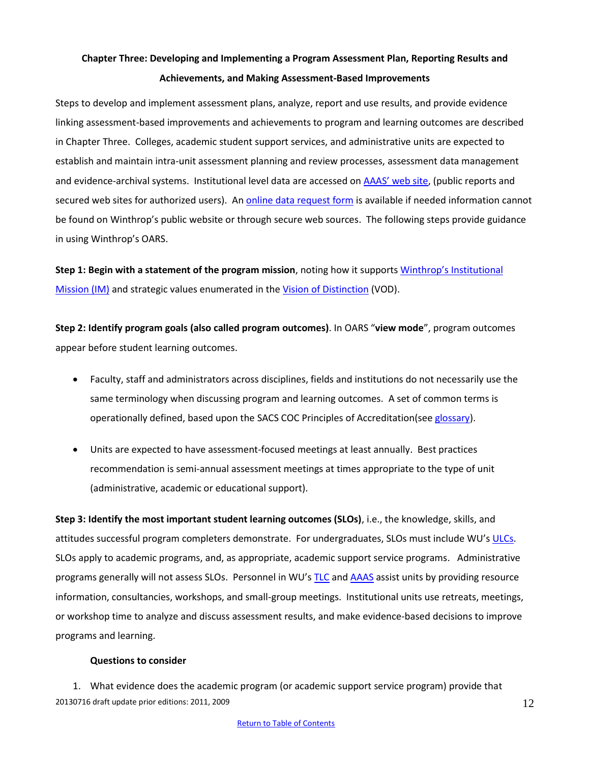## Chapter Three: Developing and Implementing a Program Assessment Plan, Reporting Results and Achievements, and Making Assessment-Based Improvements

Steps to develop and implement assessment plans, analyze, report and use results, and provide evidence linking assessment-based improvements and achievements to program and learning outcomes are described in Chapter Three. Colleges, academic student support services, and administrative units are expected to establish and maintain intra-unit assessment planning and review processes, assessment data management and evidence-archival systems. Institutional level data are accessed on AAAS' web site, (public reports and secured web sites for authorized users). An online data request form is available if needed information cannot be found on Winthrop's public website or through secure web sources. The following steps provide guidance in using Winthrop's OARS.

**Step 1: Begin with a statement of the program mission**, noting how it supports Winthrop's Institutional Mission (IM) and strategic values enumerated in the Vision of Distinction (VOD).

**Step 2: Identify program goals (also called program outcomes)**. In OARS "**view mode**", program outcomes appear before student learning outcomes.

- Faculty, staff and administrators across disciplines, fields and institutions do not necessarily use the same terminology when discussing program and learning outcomes. A set of common terms is operationally defined, based upon the SACS COC Principles of Accreditation(see glossary).
- Units are expected to have assessment-focused meetings at least annually. Best practices recommendation is semi-annual assessment meetings at times appropriate to the type of unit (administrative, academic or educational support).

**Step 3: Identify the most important student learning outcomes (SLOs)**, i.e., the knowledge, skills, and attitudes successful program completers demonstrate. For undergraduates, SLOs must include WU's ULCs. SLOs apply to academic programs, and, as appropriate, academic support service programs. Administrative programs generally will not assess SLOs. Personnel in WU's TLC and AAAS assist units by providing resource information, consultancies, workshops, and small-group meetings. Institutional units use retreats, meetings, or workshop time to analyze and discuss assessment results, and make evidence-based decisions to improve programs and learning.

**Questions to consider**

1. What evidence does the academic program (or academic support service program) provide that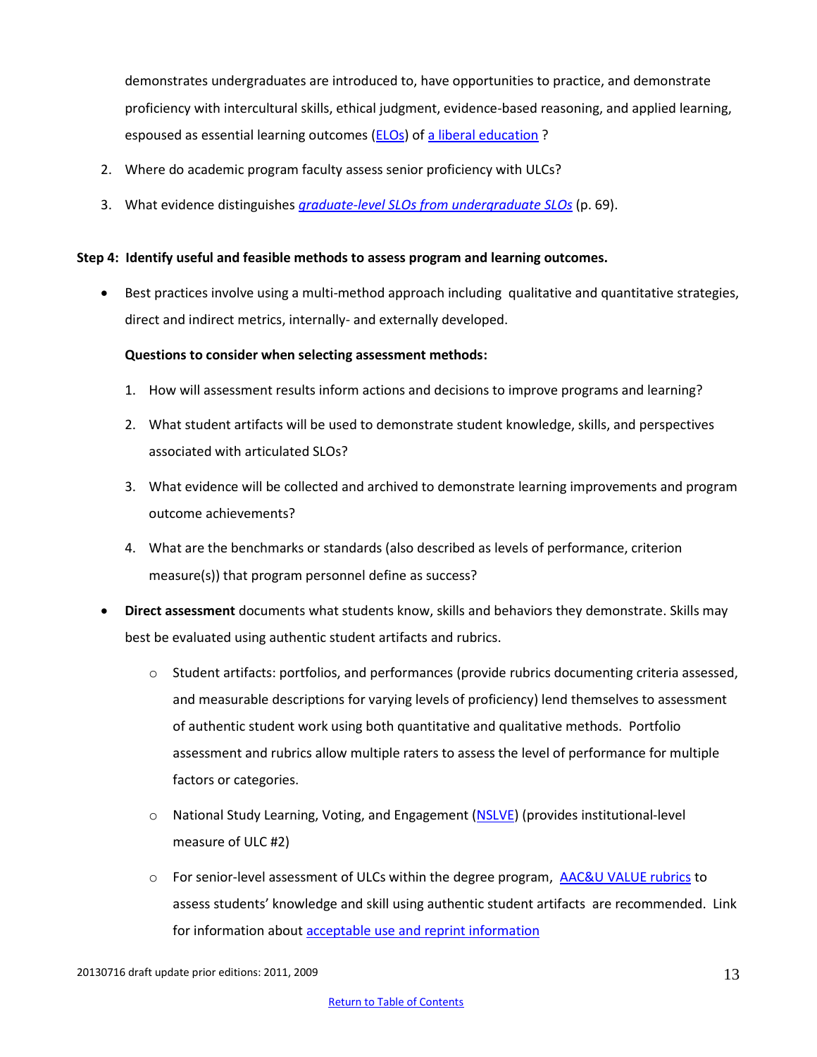demonstrates undergraduates are introduced to, have opportunities to practice, and demonstrate proficiency with intercultural skills, ethical judgment, evidence-based reasoning, and applied learning, espoused as essential learning outcomes (ELOs) of a liberal education ?

2. Where do academic program faculty assess senior proficiency with ULCs?
3. What evidence distinguishes *graduate-level SLOs from undergraduate SLOs* (p. 69).

**Step 4: Identify useful and feasible methods to assess program and learning outcomes.**

- Best practices involve using a multi-method approach including qualitative and quantitative strategies, direct and indirect metrics, internally- and externally developed.

  **Questions to consider when selecting assessment methods:**

  1. How will assessment results inform actions and decisions to improve programs and learning?
  2. What student artifacts will be used to demonstrate student knowledge, skills, and perspectives associated with articulated SLOs?
  3. What evidence will be collected and archived to demonstrate learning improvements and program outcome achievements?
  4. What are the benchmarks or standards (also described as levels of performance, criterion measure(s)) that program personnel define as success?

- **Direct assessment** documents what students know, skills and behaviors they demonstrate. Skills may best be evaluated using authentic student artifacts and rubrics.
  - Student artifacts: portfolios, and performances (provide rubrics documenting criteria assessed, and measurable descriptions for varying levels of proficiency) lend themselves to assessment of authentic student work using both quantitative and qualitative methods. Portfolio assessment and rubrics allow multiple raters to assess the level of performance for multiple factors or categories.
  - National Study Learning, Voting, and Engagement (NSLVE) (provides institutional-level measure of ULC #2)
  - For senior-level assessment of ULCs within the degree program, AAC&U VALUE rubrics to assess students' knowledge and skill using authentic student artifacts are recommended. Link for information about acceptable use and reprint information

20130716 draft update prior editions: 2011, 2009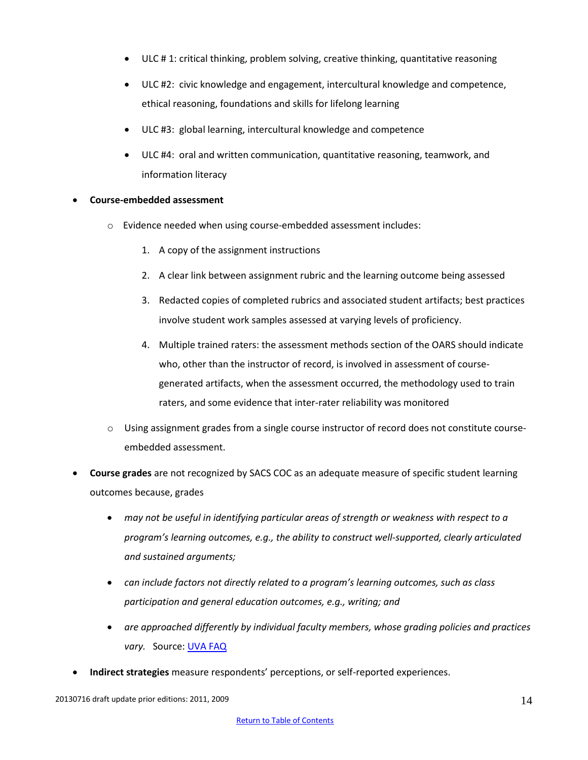- ULC # 1: critical thinking, problem solving, creative thinking, quantitative reasoning
  - ULC #2: civic knowledge and engagement, intercultural knowledge and competence, ethical reasoning, foundations and skills for lifelong learning
  - ULC #3: global learning, intercultural knowledge and competence
  - ULC #4: oral and written communication, quantitative reasoning, teamwork, and information literacy

- **Course-embedded assessment**
  - Evidence needed when using course-embedded assessment includes:
    1. A copy of the assignment instructions
    2. A clear link between assignment rubric and the learning outcome being assessed
    3. Redacted copies of completed rubrics and associated student artifacts; best practices involve student work samples assessed at varying levels of proficiency.
    4. Multiple trained raters: the assessment methods section of the OARS should indicate who, other than the instructor of record, is involved in assessment of course-generated artifacts, when the assessment occurred, the methodology used to train raters, and some evidence that inter-rater reliability was monitored
  - Using assignment grades from a single course instructor of record does not constitute course-embedded assessment.

- **Course grades** are not recognized by SACS COC as an adequate measure of specific student learning outcomes because, grades
  - *may not be useful in identifying particular areas of strength or weakness with respect to a program's learning outcomes, e.g., the ability to construct well-supported, clearly articulated and sustained arguments;*
  - *can include factors not directly related to a program's learning outcomes, such as class participation and general education outcomes, e.g., writing; and*
  - *are approached differently by individual faculty members, whose grading policies and practices vary.* Source: [UVA FAQ]

- **Indirect strategies** measure respondents' perceptions, or self-reported experiences.

20130716 draft update prior editions: 2011, 2009

[Return to Table of Contents]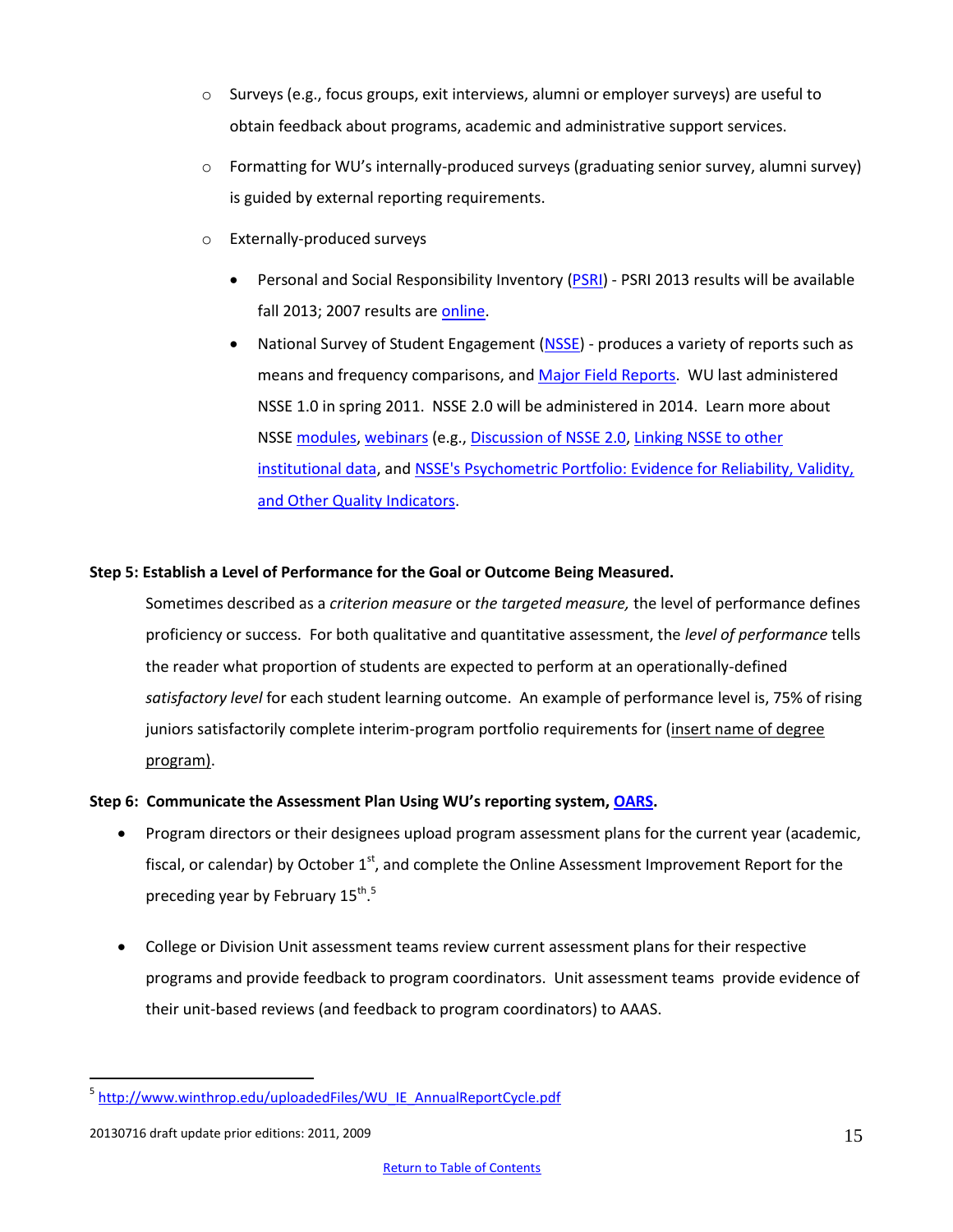- Surveys (e.g., focus groups, exit interviews, alumni or employer surveys) are useful to obtain feedback about programs, academic and administrative support services.
- Formatting for WU's internally-produced surveys (graduating senior survey, alumni survey) is guided by external reporting requirements.
- Externally-produced surveys
  - Personal and Social Responsibility Inventory (PSRI) - PSRI 2013 results will be available fall 2013; 2007 results are online.
  - National Survey of Student Engagement (NSSE) - produces a variety of reports such as means and frequency comparisons, and Major Field Reports. WU last administered NSSE 1.0 in spring 2011. NSSE 2.0 will be administered in 2014. Learn more about NSSE modules, webinars (e.g., Discussion of NSSE 2.0, Linking NSSE to other institutional data, and NSSE's Psychometric Portfolio: Evidence for Reliability, Validity, and Other Quality Indicators.

**Step 5: Establish a Level of Performance for the Goal or Outcome Being Measured.**

Sometimes described as a *criterion measure* or *the targeted measure,* the level of performance defines proficiency or success. For both qualitative and quantitative assessment, the *level of performance* tells the reader what proportion of students are expected to perform at an operationally-defined *satisfactory level* for each student learning outcome. An example of performance level is, 75% of rising juniors satisfactorily complete interim-program portfolio requirements for (insert name of degree program).

**Step 6: Communicate the Assessment Plan Using WU's reporting system, OARS.**

- Program directors or their designees upload program assessment plans for the current year (academic, fiscal, or calendar) by October 1st, and complete the Online Assessment Improvement Report for the preceding year by February 15th.[5]

- College or Division Unit assessment teams review current assessment plans for their respective programs and provide feedback to program coordinators. Unit assessment teams provide evidence of their unit-based reviews (and feedback to program coordinators) to AAAS.

[5] http://www.winthrop.edu/uploadedFiles/WU_IE_AnnualReportCycle.pdf

20130716 draft update prior editions: 2011, 2009

Return to Table of Contents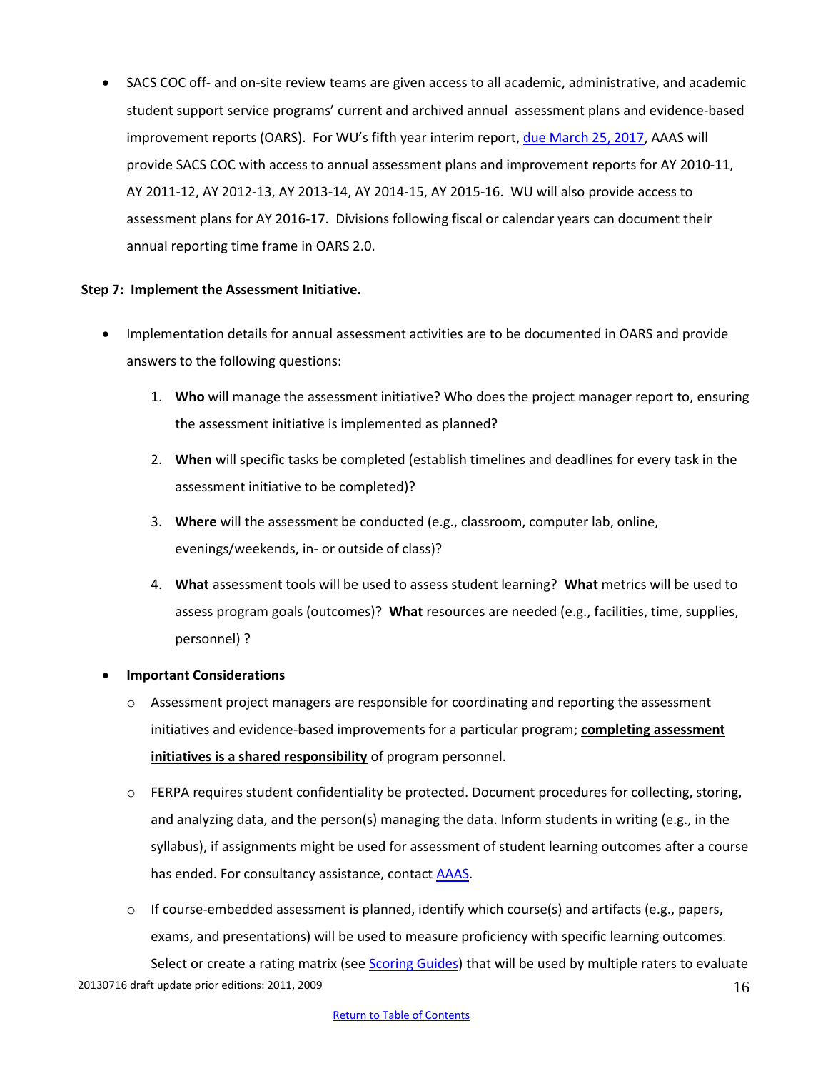- SACS COC off- and on-site review teams are given access to all academic, administrative, and academic student support service programs' current and archived annual assessment plans and evidence-based improvement reports (OARS). For WU's fifth year interim report, due March 25, 2017, AAAS will provide SACS COC with access to annual assessment plans and improvement reports for AY 2010-11, AY 2011-12, AY 2012-13, AY 2013-14, AY 2014-15, AY 2015-16. WU will also provide access to assessment plans for AY 2016-17. Divisions following fiscal or calendar years can document their annual reporting time frame in OARS 2.0.

**Step 7: Implement the Assessment Initiative.**

- Implementation details for annual assessment activities are to be documented in OARS and provide answers to the following questions:
  1. **Who** will manage the assessment initiative? Who does the project manager report to, ensuring the assessment initiative is implemented as planned?
  2. **When** will specific tasks be completed (establish timelines and deadlines for every task in the assessment initiative to be completed)?
  3. **Where** will the assessment be conducted (e.g., classroom, computer lab, online, evenings/weekends, in- or outside of class)?
  4. **What** assessment tools will be used to assess student learning? **What** metrics will be used to assess program goals (outcomes)? **What** resources are needed (e.g., facilities, time, supplies, personnel) ?
- **Important Considerations**
  - Assessment project managers are responsible for coordinating and reporting the assessment initiatives and evidence-based improvements for a particular program; **completing assessment initiatives is a shared responsibility** of program personnel.
  - FERPA requires student confidentiality be protected. Document procedures for collecting, storing, and analyzing data, and the person(s) managing the data. Inform students in writing (e.g., in the syllabus), if assignments might be used for assessment of student learning outcomes after a course has ended. For consultancy assistance, contact AAAS.
  - If course-embedded assessment is planned, identify which course(s) and artifacts (e.g., papers, exams, and presentations) will be used to measure proficiency with specific learning outcomes. Select or create a rating matrix (see Scoring Guides) that will be used by multiple raters to evaluate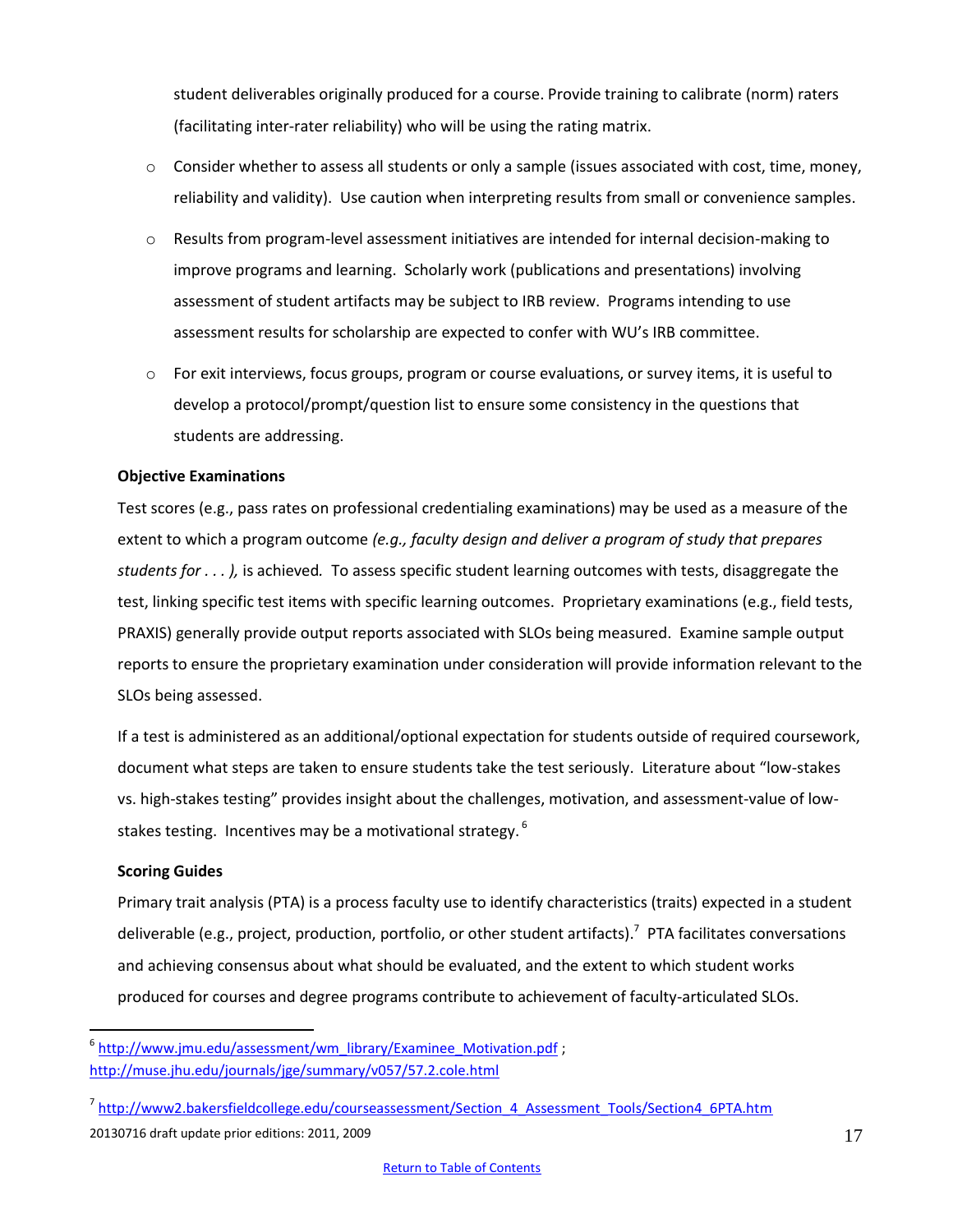student deliverables originally produced for a course. Provide training to calibrate (norm) raters (facilitating inter-rater reliability) who will be using the rating matrix.

- Consider whether to assess all students or only a sample (issues associated with cost, time, money, reliability and validity). Use caution when interpreting results from small or convenience samples.
- Results from program-level assessment initiatives are intended for internal decision-making to improve programs and learning. Scholarly work (publications and presentations) involving assessment of student artifacts may be subject to IRB review. Programs intending to use assessment results for scholarship are expected to confer with WU's IRB committee.
- For exit interviews, focus groups, program or course evaluations, or survey items, it is useful to develop a protocol/prompt/question list to ensure some consistency in the questions that students are addressing.

**Objective Examinations**

Test scores (e.g., pass rates on professional credentialing examinations) may be used as a measure of the extent to which a program outcome *(e.g., faculty design and deliver a program of study that prepares students for . . . ),* is achieved*.* To assess specific student learning outcomes with tests, disaggregate the test, linking specific test items with specific learning outcomes. Proprietary examinations (e.g., field tests, PRAXIS) generally provide output reports associated with SLOs being measured. Examine sample output reports to ensure the proprietary examination under consideration will provide information relevant to the SLOs being assessed.

If a test is administered as an additional/optional expectation for students outside of required coursework, document what steps are taken to ensure students take the test seriously. Literature about "low-stakes vs. high-stakes testing" provides insight about the challenges, motivation, and assessment-value of low-stakes testing. Incentives may be a motivational strategy.[6]

**Scoring Guides**

Primary trait analysis (PTA) is a process faculty use to identify characteristics (traits) expected in a student deliverable (e.g., project, production, portfolio, or other student artifacts).[7] PTA facilitates conversations and achieving consensus about what should be evaluated, and the extent to which student works produced for courses and degree programs contribute to achievement of faculty-articulated SLOs.

---

[6] http://www.jmu.edu/assessment/wm_library/Examinee_Motivation.pdf ; http://muse.jhu.edu/journals/jge/summary/v057/57.2.cole.html

[7] http://www2.bakersfieldcollege.edu/courseassessment/Section_4_Assessment_Tools/Section4_6PTA.htm

20130716 draft update prior editions: 2011, 2009

Return to Table of Contents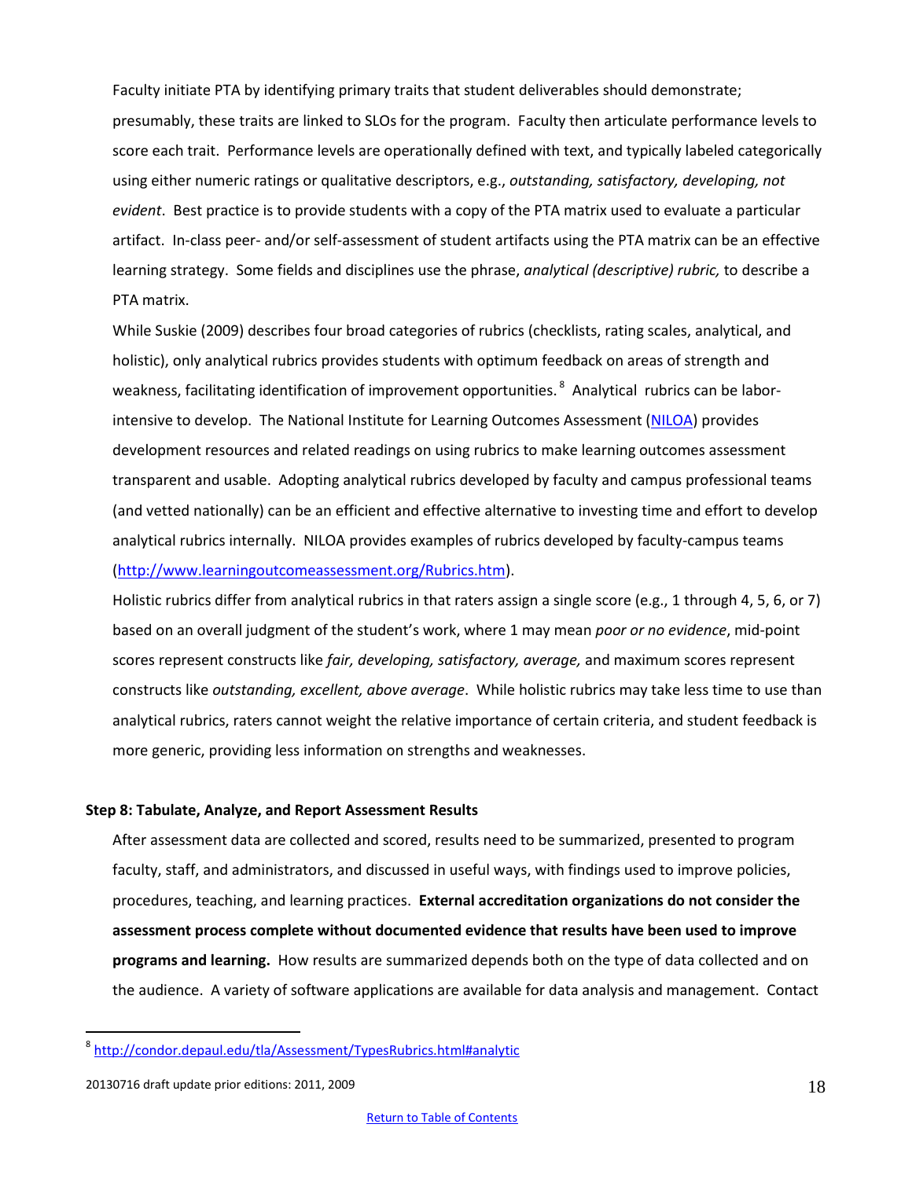Faculty initiate PTA by identifying primary traits that student deliverables should demonstrate; presumably, these traits are linked to SLOs for the program. Faculty then articulate performance levels to score each trait. Performance levels are operationally defined with text, and typically labeled categorically using either numeric ratings or qualitative descriptors, e.g., *outstanding, satisfactory, developing, not evident*. Best practice is to provide students with a copy of the PTA matrix used to evaluate a particular artifact. In-class peer- and/or self-assessment of student artifacts using the PTA matrix can be an effective learning strategy. Some fields and disciplines use the phrase, *analytical (descriptive) rubric,* to describe a PTA matrix.

While Suskie (2009) describes four broad categories of rubrics (checklists, rating scales, analytical, and holistic), only analytical rubrics provides students with optimum feedback on areas of strength and weakness, facilitating identification of improvement opportunities. [8] Analytical rubrics can be labor-intensive to develop. The National Institute for Learning Outcomes Assessment (NILOA) provides development resources and related readings on using rubrics to make learning outcomes assessment transparent and usable. Adopting analytical rubrics developed by faculty and campus professional teams (and vetted nationally) can be an efficient and effective alternative to investing time and effort to develop analytical rubrics internally. NILOA provides examples of rubrics developed by faculty-campus teams (http://www.learningoutcomeassessment.org/Rubrics.htm).

Holistic rubrics differ from analytical rubrics in that raters assign a single score (e.g., 1 through 4, 5, 6, or 7) based on an overall judgment of the student's work, where 1 may mean *poor or no evidence*, mid-point scores represent constructs like *fair, developing, satisfactory, average,* and maximum scores represent constructs like *outstanding, excellent, above average*. While holistic rubrics may take less time to use than analytical rubrics, raters cannot weight the relative importance of certain criteria, and student feedback is more generic, providing less information on strengths and weaknesses.

**Step 8: Tabulate, Analyze, and Report Assessment Results**

After assessment data are collected and scored, results need to be summarized, presented to program faculty, staff, and administrators, and discussed in useful ways, with findings used to improve policies, procedures, teaching, and learning practices. **External accreditation organizations do not consider the assessment process complete without documented evidence that results have been used to improve programs and learning.** How results are summarized depends both on the type of data collected and on the audience. A variety of software applications are available for data analysis and management. Contact

---

[8] http://condor.depaul.edu/tla/Assessment/TypesRubrics.html#analytic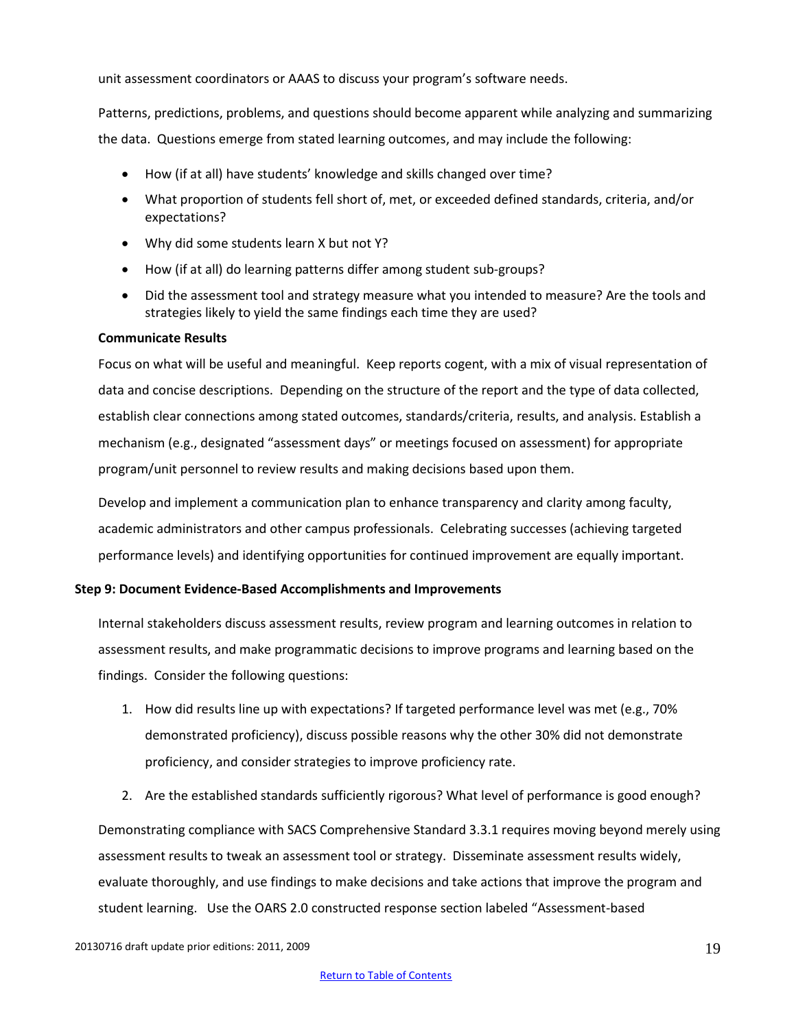unit assessment coordinators or AAAS to discuss your program's software needs.

Patterns, predictions, problems, and questions should become apparent while analyzing and summarizing the data. Questions emerge from stated learning outcomes, and may include the following:

- How (if at all) have students' knowledge and skills changed over time?
- What proportion of students fell short of, met, or exceeded defined standards, criteria, and/or expectations?
- Why did some students learn X but not Y?
- How (if at all) do learning patterns differ among student sub-groups?
- Did the assessment tool and strategy measure what you intended to measure? Are the tools and strategies likely to yield the same findings each time they are used?

**Communicate Results**

Focus on what will be useful and meaningful. Keep reports cogent, with a mix of visual representation of data and concise descriptions. Depending on the structure of the report and the type of data collected, establish clear connections among stated outcomes, standards/criteria, results, and analysis. Establish a mechanism (e.g., designated "assessment days" or meetings focused on assessment) for appropriate program/unit personnel to review results and making decisions based upon them.

Develop and implement a communication plan to enhance transparency and clarity among faculty, academic administrators and other campus professionals. Celebrating successes (achieving targeted performance levels) and identifying opportunities for continued improvement are equally important.

**Step 9: Document Evidence-Based Accomplishments and Improvements**

Internal stakeholders discuss assessment results, review program and learning outcomes in relation to assessment results, and make programmatic decisions to improve programs and learning based on the findings. Consider the following questions:

1. How did results line up with expectations? If targeted performance level was met (e.g., 70% demonstrated proficiency), discuss possible reasons why the other 30% did not demonstrate proficiency, and consider strategies to improve proficiency rate.
2. Are the established standards sufficiently rigorous? What level of performance is good enough?

Demonstrating compliance with SACS Comprehensive Standard 3.3.1 requires moving beyond merely using assessment results to tweak an assessment tool or strategy. Disseminate assessment results widely, evaluate thoroughly, and use findings to make decisions and take actions that improve the program and student learning. Use the OARS 2.0 constructed response section labeled "Assessment-based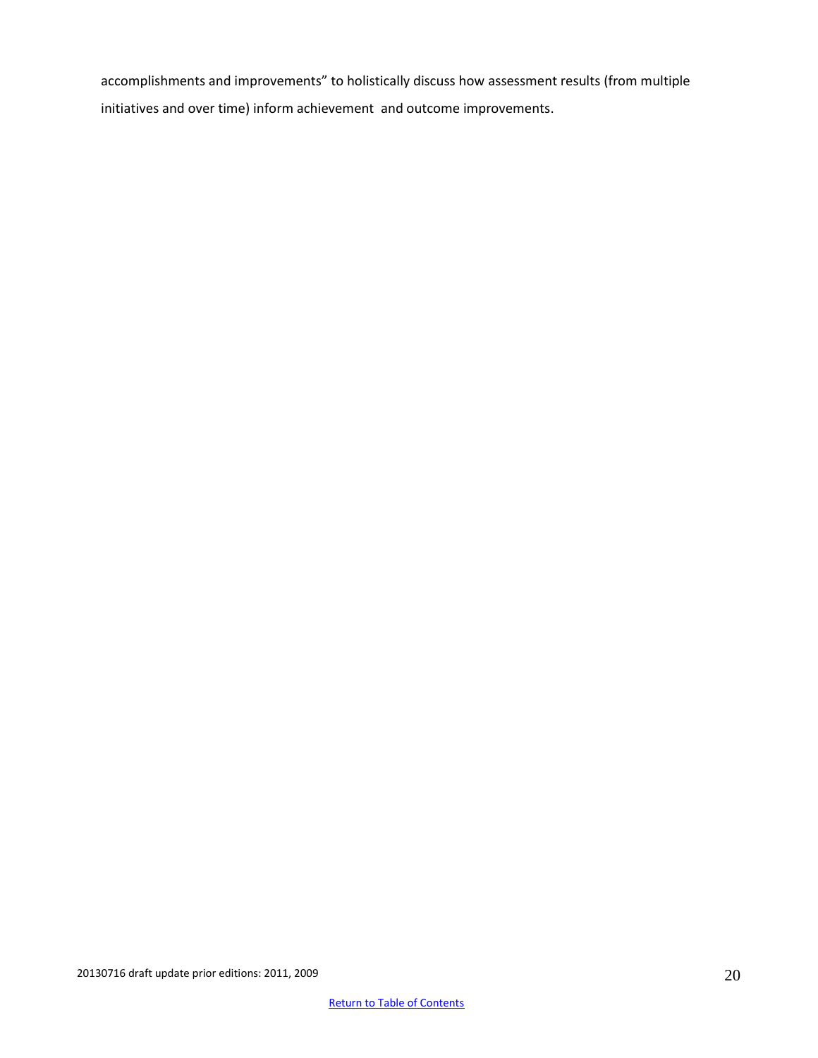accomplishments and improvements" to holistically discuss how assessment results (from multiple initiatives and over time) inform achievement and outcome improvements.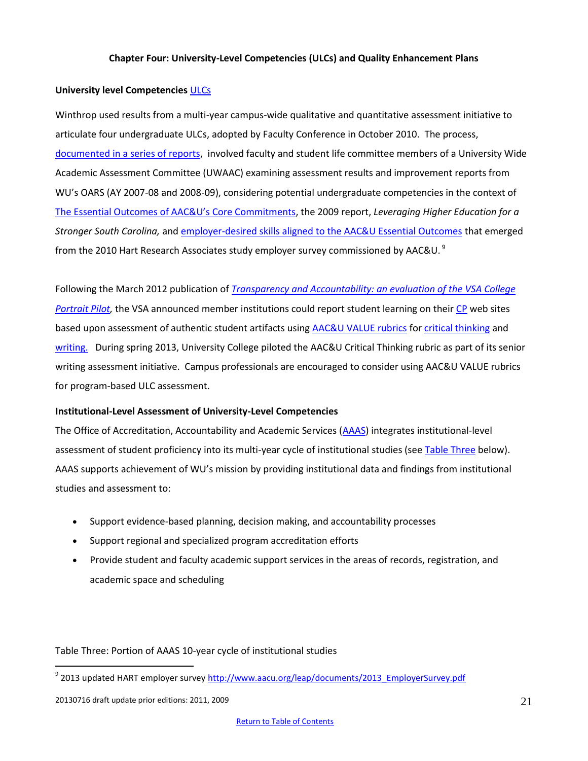## Chapter Four: University-Level Competencies (ULCs) and Quality Enhancement Plans

### University level Competencies ULCs

Winthrop used results from a multi-year campus-wide qualitative and quantitative assessment initiative to articulate four undergraduate ULCs, adopted by Faculty Conference in October 2010. The process, documented in a series of reports, involved faculty and student life committee members of a University Wide Academic Assessment Committee (UWAAC) examining assessment results and improvement reports from WU's OARS (AY 2007-08 and 2008-09), considering potential undergraduate competencies in the context of The Essential Outcomes of AAC&U's Core Commitments, the 2009 report, *Leveraging Higher Education for a Stronger South Carolina,* and employer-desired skills aligned to the AAC&U Essential Outcomes that emerged from the 2010 Hart Research Associates study employer survey commissioned by AAC&U.[9]

Following the March 2012 publication of *Transparency and Accountability: an evaluation of the VSA College Portrait Pilot*, the VSA announced member institutions could report student learning on their CP web sites based upon assessment of authentic student artifacts using AAC&U VALUE rubrics for critical thinking and writing. During spring 2013, University College piloted the AAC&U Critical Thinking rubric as part of its senior writing assessment initiative. Campus professionals are encouraged to consider using AAC&U VALUE rubrics for program-based ULC assessment.

### Institutional-Level Assessment of University-Level Competencies

The Office of Accreditation, Accountability and Academic Services (AAAS) integrates institutional-level assessment of student proficiency into its multi-year cycle of institutional studies (see Table Three below). AAAS supports achievement of WU's mission by providing institutional data and findings from institutional studies and assessment to:

- Support evidence-based planning, decision making, and accountability processes
- Support regional and specialized program accreditation efforts
- Provide student and faculty academic support services in the areas of records, registration, and academic space and scheduling

Table Three: Portion of AAAS 10-year cycle of institutional studies

[9] 2013 updated HART employer survey http://www.aacu.org/leap/documents/2013_EmployerSurvey.pdf

20130716 draft update prior editions: 2011, 2009

Return to Table of Contents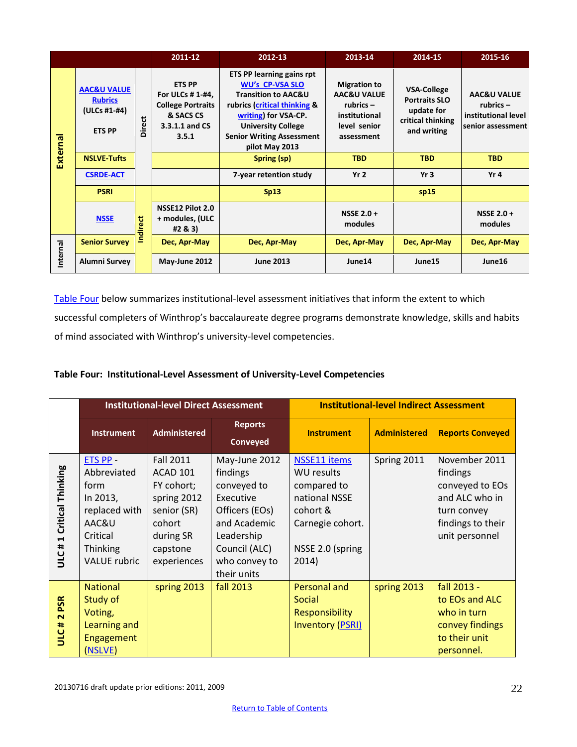| | | | 2011-12 | 2012-13 | 2013-14 | 2014-15 | 2015-16 |
|---|---|---|---|---|---|---|---|
| External | AAC&U VALUE Rubrics (ULCs #1-#4) ETS PP | Direct | ETS PP For ULCs # 1-#4, College Portraits & SACS CS 3.3.1.1 and CS 3.5.1 | ETS PP learning gains rpt WU's CP-VSA SLO Transition to AAC&U rubrics (critical thinking & writing) for VSA-CP. University College Senior Writing Assessment pilot May 2013 | Migration to AAC&U VALUE rubrics – institutional level senior assessment | VSA-College Portraits SLO update for critical thinking and writing | AAC&U VALUE rubrics – institutional level senior assessment |
| | NSLVE-Tufts | | | Spring (sp) | TBD | TBD | TBD |
| | CSRDE-ACT | | | 7-year retention study | Yr 2 | Yr 3 | Yr 4 |
| | PSRI | Indirect | | Sp13 | | sp15 | |
| | NSSE | | NSSE12 Pilot 2.0 + modules, (ULC #2 & 3) | | NSSE 2.0 + modules | | NSSE 2.0 + modules |
| Internal | Senior Survey | | Dec, Apr-May | Dec, Apr-May | Dec, Apr-May | Dec, Apr-May | Dec, Apr-May |
| | Alumni Survey | | May-June 2012 | June 2013 | June14 | June15 | June16 |

Table Four below summarizes institutional-level assessment initiatives that inform the extent to which successful completers of Winthrop's baccalaureate degree programs demonstrate knowledge, skills and habits of mind associated with Winthrop's university-level competencies.

**Table Four: Institutional-Level Assessment of University-Level Competencies**

| | Institutional-level Direct Assessment | | | Institutional-level Indirect Assessment | | |
|---|---|---|---|---|---|---|
| | Instrument | Administered | Reports Conveyed | Instrument | Administered | Reports Conveyed |
| ULC # 1 Critical Thinking | ETS PP - Abbreviated form In 2013, replaced with AAC&U Critical Thinking VALUE rubric | Fall 2011 ACAD 101 FY cohort; spring 2012 senior (SR) cohort during SR capstone experiences | May-June 2012 findings conveyed to Executive Officers (EOs) and Academic Leadership Council (ALC) who convey to their units | NSSE11 items WU results compared to national NSSE cohort & Carnegie cohort. NSSE 2.0 (spring 2014) | Spring 2011 | November 2011 findings conveyed to EOs and ALC who in turn convey findings to their unit personnel |
| ULC # 2 PSR | National Study of Voting, Learning and Engagement (NSLVE) | spring 2013 | fall 2013 | Personal and Social Responsibility Inventory (PSRI) | spring 2013 | fall 2013 - to EOs and ALC who in turn convey findings to their unit personnel. |

20130716 draft update prior editions: 2011, 2009

Return to Table of Contents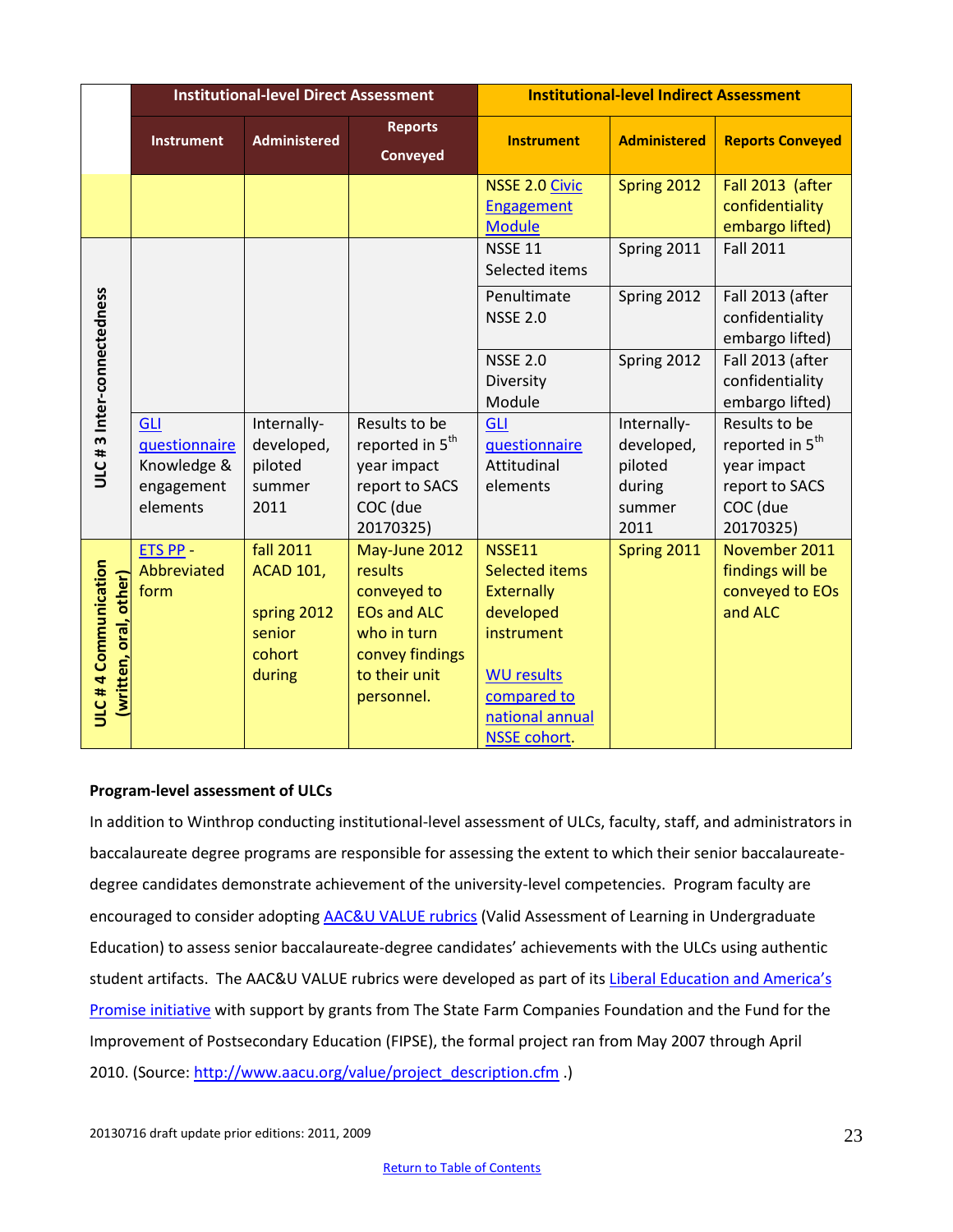| | Institutional-level Direct Assessment | | | Institutional-level Indirect Assessment | | |
|---|---|---|---|---|---|---|
| | Instrument | Administered | Reports Conveyed | Instrument | Administered | Reports Conveyed |
| | | | | NSSE 2.0 Civic Engagement Module | Spring 2012 | Fall 2013 (after confidentiality embargo lifted) |
| ULC # 3 Inter-connectedness | | | | NSSE 11 Selected items | Spring 2011 | Fall 2011 |
| | | | | Penultimate NSSE 2.0 | Spring 2012 | Fall 2013 (after confidentiality embargo lifted) |
| | | | | NSSE 2.0 Diversity Module | Spring 2012 | Fall 2013 (after confidentiality embargo lifted) |
| | GLI questionnaire Knowledge & engagement elements | Internally-developed, piloted summer 2011 | Results to be reported in 5th year impact report to SACS COC (due 20170325) | GLI questionnaire Attitudinal elements | Internally-developed, piloted during summer 2011 | Results to be reported in 5th year impact report to SACS COC (due 20170325) |
| ULC # 4 Communication (written, oral, other) | ETS PP - Abbreviated form | fall 2011 ACAD 101, spring 2012 senior cohort during | May-June 2012 results conveyed to EOs and ALC who in turn convey findings to their unit personnel. | NSSE11 Selected items Externally developed instrument<br><br>WU results compared to national annual NSSE cohort. | Spring 2011 | November 2011 findings will be conveyed to EOs and ALC |

**Program-level assessment of ULCs**

In addition to Winthrop conducting institutional-level assessment of ULCs, faculty, staff, and administrators in baccalaureate degree programs are responsible for assessing the extent to which their senior baccalaureate-degree candidates demonstrate achievement of the university-level competencies. Program faculty are encouraged to consider adopting AAC&U VALUE rubrics (Valid Assessment of Learning in Undergraduate Education) to assess senior baccalaureate-degree candidates' achievements with the ULCs using authentic student artifacts. The AAC&U VALUE rubrics were developed as part of its Liberal Education and America's Promise initiative with support by grants from The State Farm Companies Foundation and the Fund for the Improvement of Postsecondary Education (FIPSE), the formal project ran from May 2007 through April 2010. (Source: http://www.aacu.org/value/project_description.cfm .)

20130716 draft update prior editions: 2011, 2009

Return to Table of Contents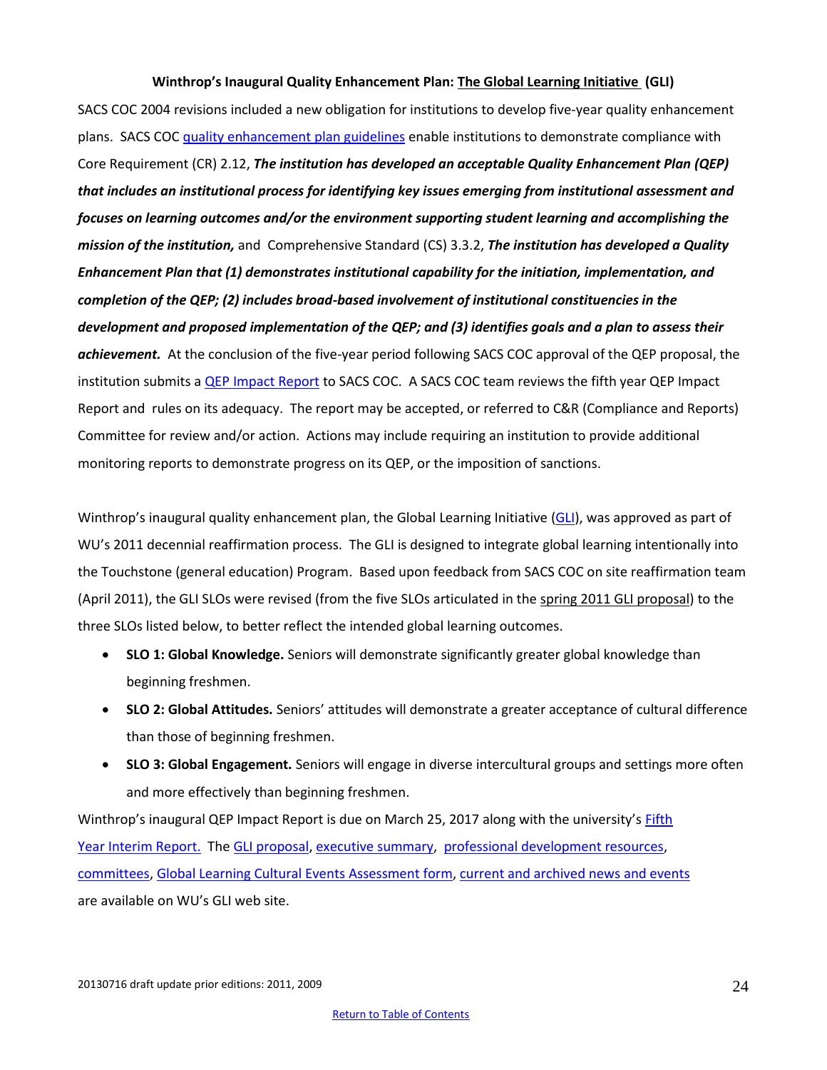**Winthrop's Inaugural Quality Enhancement Plan: The Global Learning Initiative (GLI)**

SACS COC 2004 revisions included a new obligation for institutions to develop five-year quality enhancement plans. SACS COC quality enhancement plan guidelines enable institutions to demonstrate compliance with Core Requirement (CR) 2.12, ***The institution has developed an acceptable Quality Enhancement Plan (QEP) that includes an institutional process for identifying key issues emerging from institutional assessment and focuses on learning outcomes and/or the environment supporting student learning and accomplishing the mission of the institution,*** and Comprehensive Standard (CS) 3.3.2, ***The institution has developed a Quality Enhancement Plan that (1) demonstrates institutional capability for the initiation, implementation, and completion of the QEP; (2) includes broad-based involvement of institutional constituencies in the development and proposed implementation of the QEP; and (3) identifies goals and a plan to assess their achievement.*** At the conclusion of the five-year period following SACS COC approval of the QEP proposal, the institution submits a QEP Impact Report to SACS COC. A SACS COC team reviews the fifth year QEP Impact Report and rules on its adequacy. The report may be accepted, or referred to C&R (Compliance and Reports) Committee for review and/or action. Actions may include requiring an institution to provide additional monitoring reports to demonstrate progress on its QEP, or the imposition of sanctions.

Winthrop's inaugural quality enhancement plan, the Global Learning Initiative (GLI), was approved as part of WU's 2011 decennial reaffirmation process. The GLI is designed to integrate global learning intentionally into the Touchstone (general education) Program. Based upon feedback from SACS COC on site reaffirmation team (April 2011), the GLI SLOs were revised (from the five SLOs articulated in the spring 2011 GLI proposal) to the three SLOs listed below, to better reflect the intended global learning outcomes.

- **SLO 1: Global Knowledge.** Seniors will demonstrate significantly greater global knowledge than beginning freshmen.
- **SLO 2: Global Attitudes.** Seniors' attitudes will demonstrate a greater acceptance of cultural difference than those of beginning freshmen.
- **SLO 3: Global Engagement.** Seniors will engage in diverse intercultural groups and settings more often and more effectively than beginning freshmen.

Winthrop's inaugural QEP Impact Report is due on March 25, 2017 along with the university's Fifth Year Interim Report. The GLI proposal, executive summary, professional development resources, committees, Global Learning Cultural Events Assessment form, current and archived news and events are available on WU's GLI web site.

20130716 draft update prior editions: 2011, 2009

Return to Table of Contents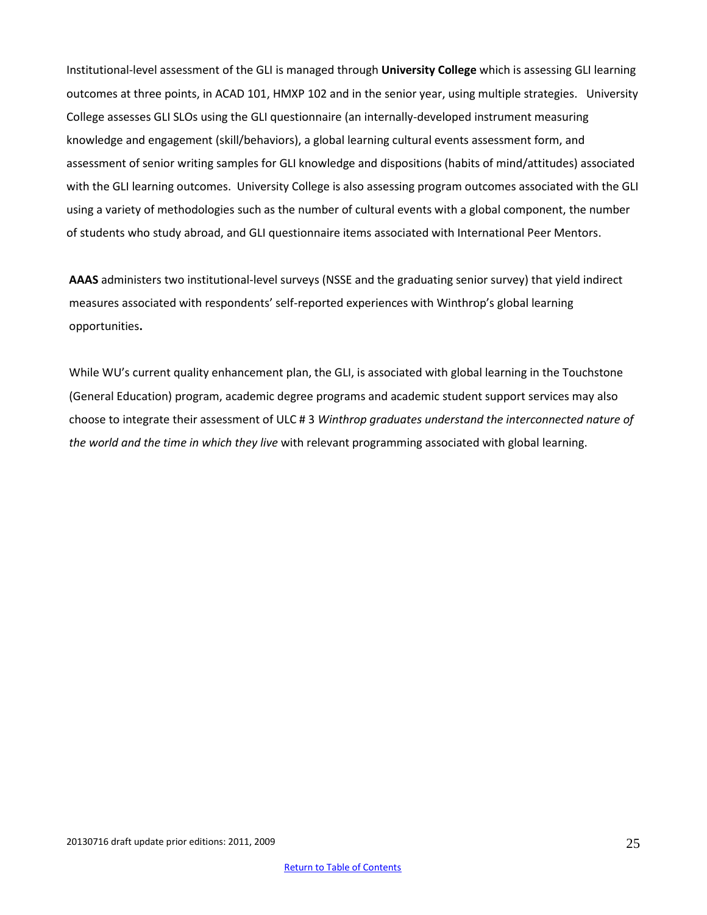Institutional-level assessment of the GLI is managed through **University College** which is assessing GLI learning outcomes at three points, in ACAD 101, HMXP 102 and in the senior year, using multiple strategies. University College assesses GLI SLOs using the GLI questionnaire (an internally-developed instrument measuring knowledge and engagement (skill/behaviors), a global learning cultural events assessment form, and assessment of senior writing samples for GLI knowledge and dispositions (habits of mind/attitudes) associated with the GLI learning outcomes. University College is also assessing program outcomes associated with the GLI using a variety of methodologies such as the number of cultural events with a global component, the number of students who study abroad, and GLI questionnaire items associated with International Peer Mentors.

**AAAS** administers two institutional-level surveys (NSSE and the graduating senior survey) that yield indirect measures associated with respondents' self-reported experiences with Winthrop's global learning opportunities**.**

While WU's current quality enhancement plan, the GLI, is associated with global learning in the Touchstone (General Education) program, academic degree programs and academic student support services may also choose to integrate their assessment of ULC # 3 *Winthrop graduates understand the interconnected nature of the world and the time in which they live* with relevant programming associated with global learning.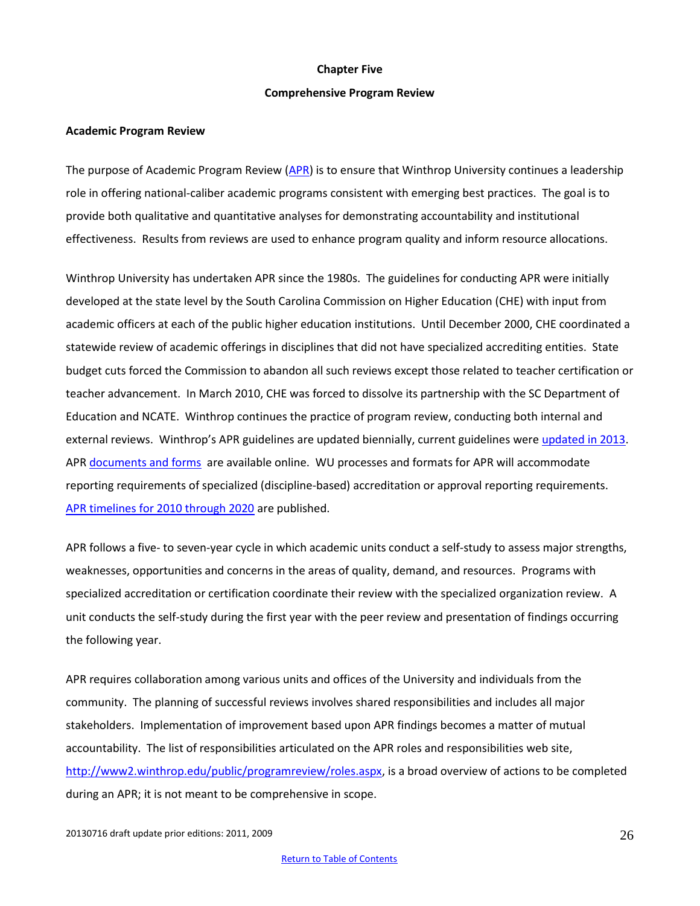# Chapter Five

## Comprehensive Program Review

### Academic Program Review

The purpose of Academic Program Review (APR) is to ensure that Winthrop University continues a leadership role in offering national-caliber academic programs consistent with emerging best practices. The goal is to provide both qualitative and quantitative analyses for demonstrating accountability and institutional effectiveness. Results from reviews are used to enhance program quality and inform resource allocations.

Winthrop University has undertaken APR since the 1980s. The guidelines for conducting APR were initially developed at the state level by the South Carolina Commission on Higher Education (CHE) with input from academic officers at each of the public higher education institutions. Until December 2000, CHE coordinated a statewide review of academic offerings in disciplines that did not have specialized accrediting entities. State budget cuts forced the Commission to abandon all such reviews except those related to teacher certification or teacher advancement. In March 2010, CHE was forced to dissolve its partnership with the SC Department of Education and NCATE. Winthrop continues the practice of program review, conducting both internal and external reviews. Winthrop's APR guidelines are updated biennially, current guidelines were updated in 2013. APR documents and forms are available online. WU processes and formats for APR will accommodate reporting requirements of specialized (discipline-based) accreditation or approval reporting requirements. APR timelines for 2010 through 2020 are published.

APR follows a five- to seven-year cycle in which academic units conduct a self-study to assess major strengths, weaknesses, opportunities and concerns in the areas of quality, demand, and resources. Programs with specialized accreditation or certification coordinate their review with the specialized organization review. A unit conducts the self-study during the first year with the peer review and presentation of findings occurring the following year.

APR requires collaboration among various units and offices of the University and individuals from the community. The planning of successful reviews involves shared responsibilities and includes all major stakeholders. Implementation of improvement based upon APR findings becomes a matter of mutual accountability. The list of responsibilities articulated on the APR roles and responsibilities web site, http://www2.winthrop.edu/public/programreview/roles.aspx, is a broad overview of actions to be completed during an APR; it is not meant to be comprehensive in scope.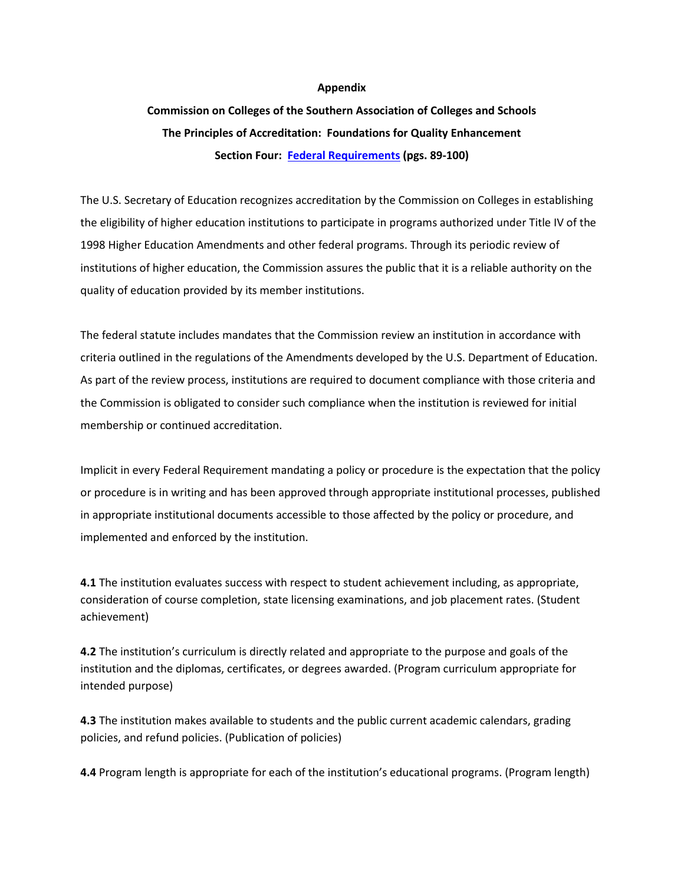**Appendix**

**Commission on Colleges of the Southern Association of Colleges and Schools**

**The Principles of Accreditation: Foundations for Quality Enhancement**

**Section Four: Federal Requirements (pgs. 89-100)**

The U.S. Secretary of Education recognizes accreditation by the Commission on Colleges in establishing the eligibility of higher education institutions to participate in programs authorized under Title IV of the 1998 Higher Education Amendments and other federal programs. Through its periodic review of institutions of higher education, the Commission assures the public that it is a reliable authority on the quality of education provided by its member institutions.

The federal statute includes mandates that the Commission review an institution in accordance with criteria outlined in the regulations of the Amendments developed by the U.S. Department of Education. As part of the review process, institutions are required to document compliance with those criteria and the Commission is obligated to consider such compliance when the institution is reviewed for initial membership or continued accreditation.

Implicit in every Federal Requirement mandating a policy or procedure is the expectation that the policy or procedure is in writing and has been approved through appropriate institutional processes, published in appropriate institutional documents accessible to those affected by the policy or procedure, and implemented and enforced by the institution.

**4.1** The institution evaluates success with respect to student achievement including, as appropriate, consideration of course completion, state licensing examinations, and job placement rates. (Student achievement)

**4.2** The institution's curriculum is directly related and appropriate to the purpose and goals of the institution and the diplomas, certificates, or degrees awarded. (Program curriculum appropriate for intended purpose)

**4.3** The institution makes available to students and the public current academic calendars, grading policies, and refund policies. (Publication of policies)

**4.4** Program length is appropriate for each of the institution's educational programs. (Program length)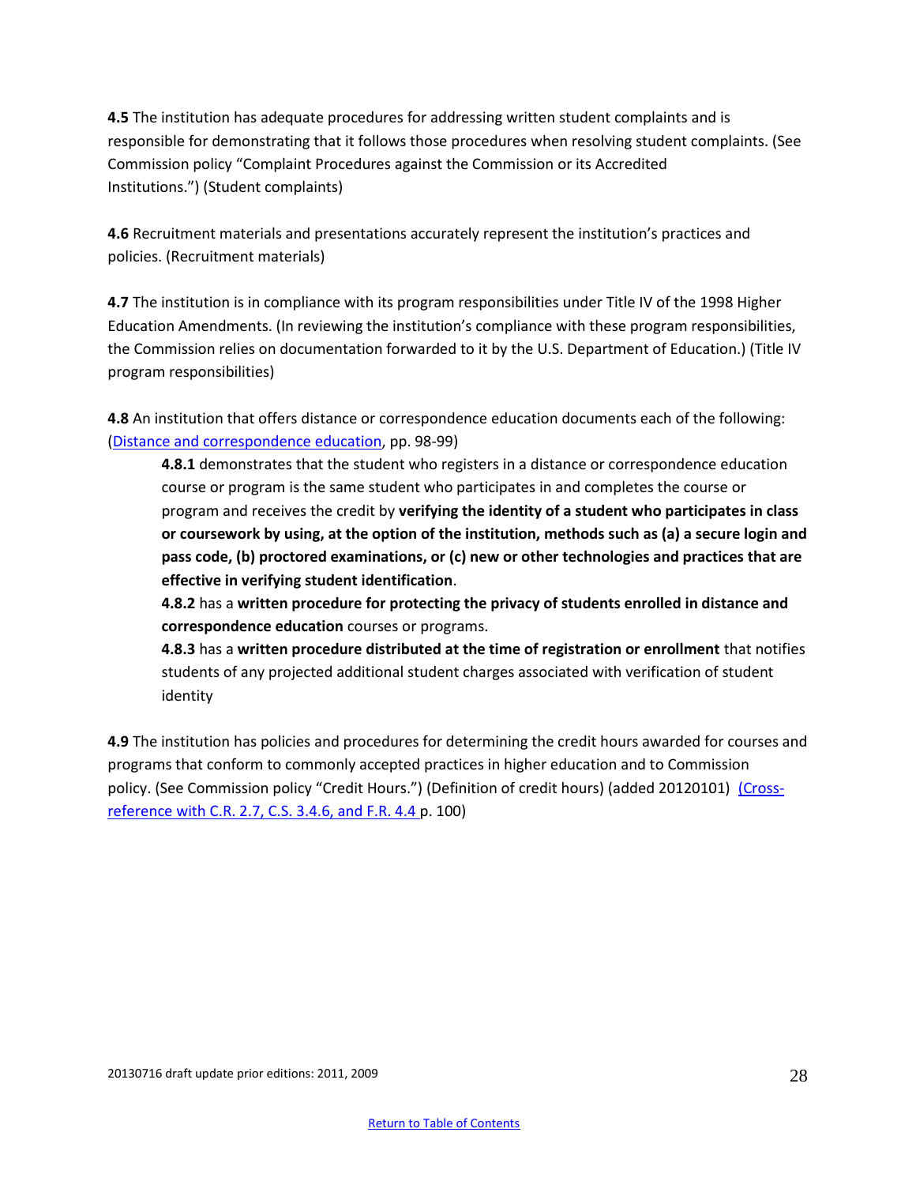**4.5** The institution has adequate procedures for addressing written student complaints and is responsible for demonstrating that it follows those procedures when resolving student complaints. (See Commission policy "Complaint Procedures against the Commission or its Accredited Institutions.") (Student complaints)

**4.6** Recruitment materials and presentations accurately represent the institution's practices and policies. (Recruitment materials)

**4.7** The institution is in compliance with its program responsibilities under Title IV of the 1998 Higher Education Amendments. (In reviewing the institution's compliance with these program responsibilities, the Commission relies on documentation forwarded to it by the U.S. Department of Education.) (Title IV program responsibilities)

**4.8** An institution that offers distance or correspondence education documents each of the following: (Distance and correspondence education, pp. 98-99)

> **4.8.1** demonstrates that the student who registers in a distance or correspondence education course or program is the same student who participates in and completes the course or program and receives the credit by **verifying the identity of a student who participates in class or coursework by using, at the option of the institution, methods such as (a) a secure login and pass code, (b) proctored examinations, or (c) new or other technologies and practices that are effective in verifying student identification**.
>
> **4.8.2** has a **written procedure for protecting the privacy of students enrolled in distance and correspondence education** courses or programs.
>
> **4.8.3** has a **written procedure distributed at the time of registration or enrollment** that notifies students of any projected additional student charges associated with verification of student identity

**4.9** The institution has policies and procedures for determining the credit hours awarded for courses and programs that conform to commonly accepted practices in higher education and to Commission policy. (See Commission policy "Credit Hours.") (Definition of credit hours) (added 20120101) (Cross-reference with C.R. 2.7, C.S. 3.4.6, and F.R. 4.4 p. 100)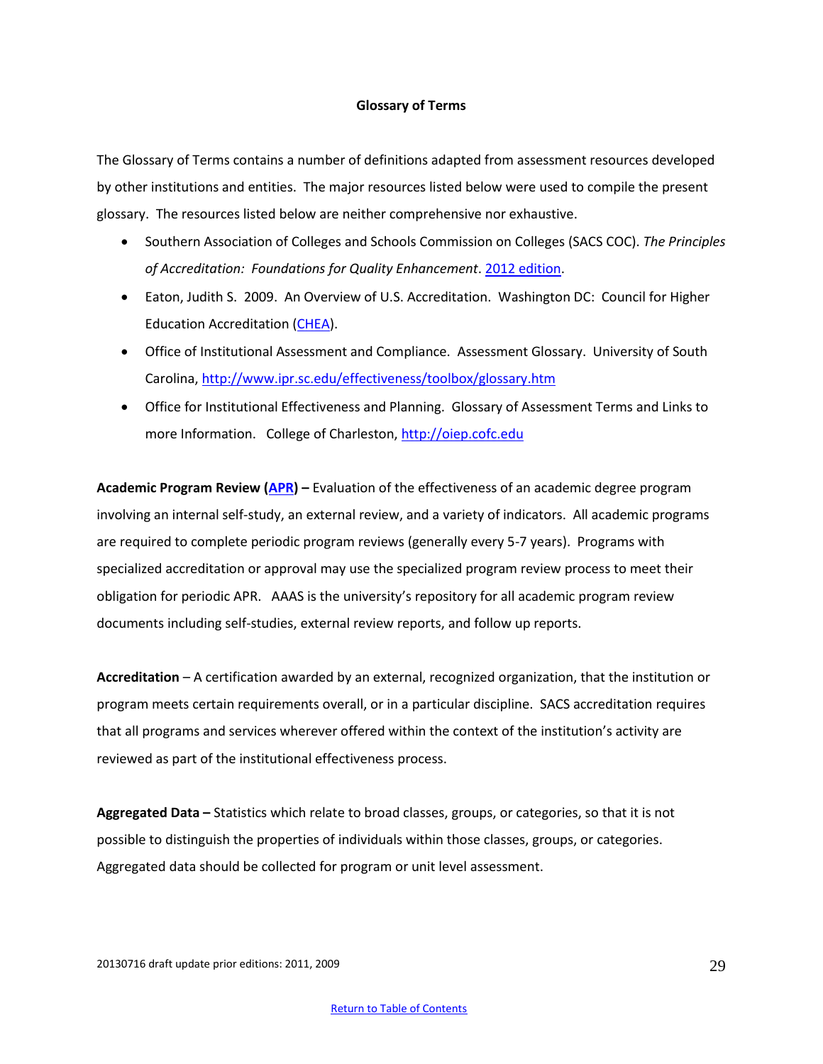## Glossary of Terms

The Glossary of Terms contains a number of definitions adapted from assessment resources developed by other institutions and entities. The major resources listed below were used to compile the present glossary. The resources listed below are neither comprehensive nor exhaustive.

- Southern Association of Colleges and Schools Commission on Colleges (SACS COC). *The Principles of Accreditation: Foundations for Quality Enhancement*. 2012 edition.
- Eaton, Judith S. 2009. An Overview of U.S. Accreditation. Washington DC: Council for Higher Education Accreditation (CHEA).
- Office of Institutional Assessment and Compliance. Assessment Glossary. University of South Carolina, http://www.ipr.sc.edu/effectiveness/toolbox/glossary.htm
- Office for Institutional Effectiveness and Planning. Glossary of Assessment Terms and Links to more Information. College of Charleston, http://oiep.cofc.edu

**Academic Program Review (APR) –** Evaluation of the effectiveness of an academic degree program involving an internal self-study, an external review, and a variety of indicators. All academic programs are required to complete periodic program reviews (generally every 5-7 years). Programs with specialized accreditation or approval may use the specialized program review process to meet their obligation for periodic APR. AAAS is the university's repository for all academic program review documents including self-studies, external review reports, and follow up reports.

**Accreditation** – A certification awarded by an external, recognized organization, that the institution or program meets certain requirements overall, or in a particular discipline. SACS accreditation requires that all programs and services wherever offered within the context of the institution's activity are reviewed as part of the institutional effectiveness process.

**Aggregated Data –** Statistics which relate to broad classes, groups, or categories, so that it is not possible to distinguish the properties of individuals within those classes, groups, or categories. Aggregated data should be collected for program or unit level assessment.

20130716 draft update prior editions: 2011, 2009

Return to Table of Contents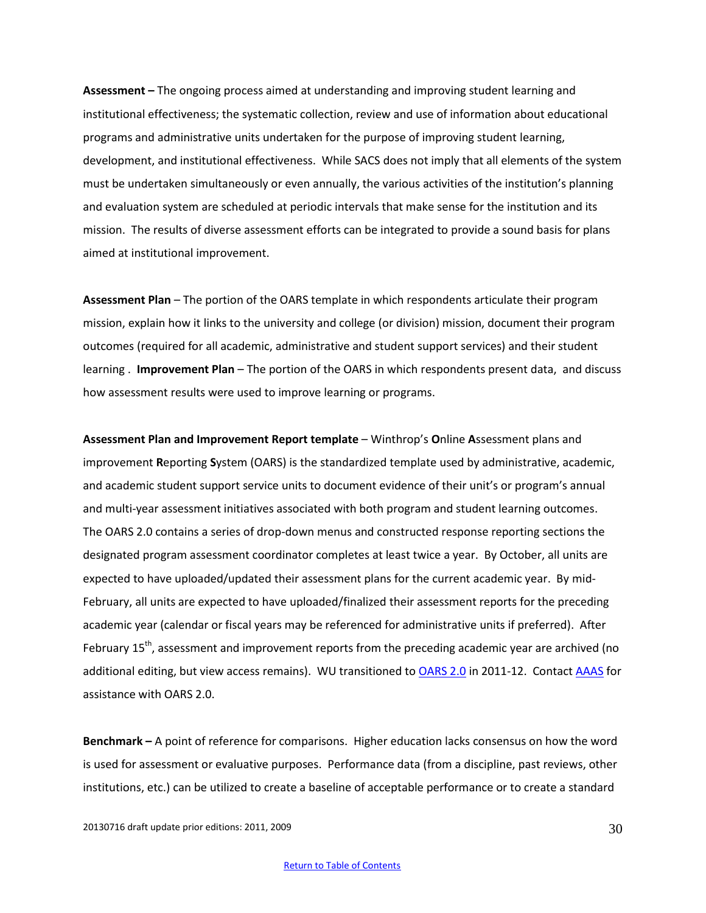**Assessment –** The ongoing process aimed at understanding and improving student learning and institutional effectiveness; the systematic collection, review and use of information about educational programs and administrative units undertaken for the purpose of improving student learning, development, and institutional effectiveness. While SACS does not imply that all elements of the system must be undertaken simultaneously or even annually, the various activities of the institution's planning and evaluation system are scheduled at periodic intervals that make sense for the institution and its mission. The results of diverse assessment efforts can be integrated to provide a sound basis for plans aimed at institutional improvement.

**Assessment Plan** – The portion of the OARS template in which respondents articulate their program mission, explain how it links to the university and college (or division) mission, document their program outcomes (required for all academic, administrative and student support services) and their student learning . **Improvement Plan** – The portion of the OARS in which respondents present data, and discuss how assessment results were used to improve learning or programs.

**Assessment Plan and Improvement Report template** – Winthrop's **O**nline **A**ssessment plans and improvement **R**eporting **S**ystem (OARS) is the standardized template used by administrative, academic, and academic student support service units to document evidence of their unit's or program's annual and multi-year assessment initiatives associated with both program and student learning outcomes. The OARS 2.0 contains a series of drop-down menus and constructed response reporting sections the designated program assessment coordinator completes at least twice a year. By October, all units are expected to have uploaded/updated their assessment plans for the current academic year. By mid-February, all units are expected to have uploaded/finalized their assessment reports for the preceding academic year (calendar or fiscal years may be referenced for administrative units if preferred). After February 15th, assessment and improvement reports from the preceding academic year are archived (no additional editing, but view access remains). WU transitioned to [OARS 2.0]() in 2011-12. Contact [AAAS]() for assistance with OARS 2.0.

**Benchmark –** A point of reference for comparisons. Higher education lacks consensus on how the word is used for assessment or evaluative purposes. Performance data (from a discipline, past reviews, other institutions, etc.) can be utilized to create a baseline of acceptable performance or to create a standard

20130716 draft update prior editions: 2011, 2009

[Return to Table of Contents]()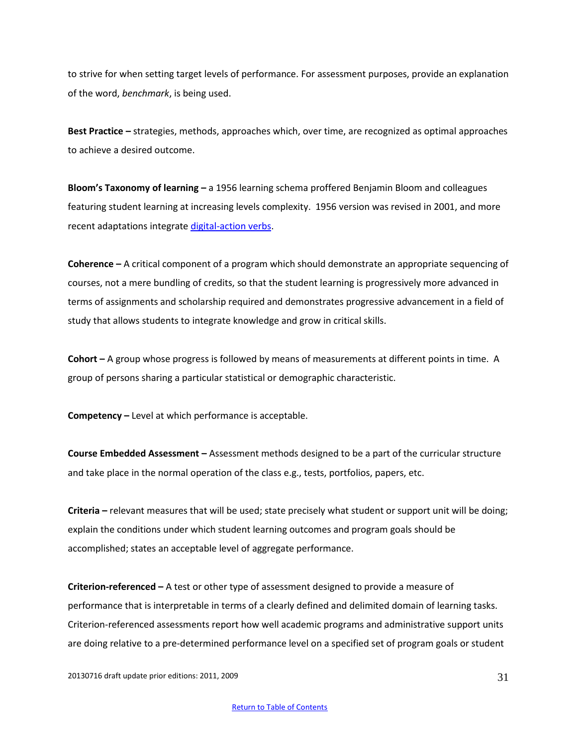to strive for when setting target levels of performance. For assessment purposes, provide an explanation of the word, *benchmark*, is being used.

**Best Practice –** strategies, methods, approaches which, over time, are recognized as optimal approaches to achieve a desired outcome.

**Bloom's Taxonomy of learning –** a 1956 learning schema proffered Benjamin Bloom and colleagues featuring student learning at increasing levels complexity. 1956 version was revised in 2001, and more recent adaptations integrate digital-action verbs.

**Coherence –** A critical component of a program which should demonstrate an appropriate sequencing of courses, not a mere bundling of credits, so that the student learning is progressively more advanced in terms of assignments and scholarship required and demonstrates progressive advancement in a field of study that allows students to integrate knowledge and grow in critical skills.

**Cohort –** A group whose progress is followed by means of measurements at different points in time. A group of persons sharing a particular statistical or demographic characteristic.

**Competency –** Level at which performance is acceptable.

**Course Embedded Assessment –** Assessment methods designed to be a part of the curricular structure and take place in the normal operation of the class e.g., tests, portfolios, papers, etc.

**Criteria –** relevant measures that will be used; state precisely what student or support unit will be doing; explain the conditions under which student learning outcomes and program goals should be accomplished; states an acceptable level of aggregate performance.

**Criterion-referenced –** A test or other type of assessment designed to provide a measure of performance that is interpretable in terms of a clearly defined and delimited domain of learning tasks. Criterion-referenced assessments report how well academic programs and administrative support units are doing relative to a pre-determined performance level on a specified set of program goals or student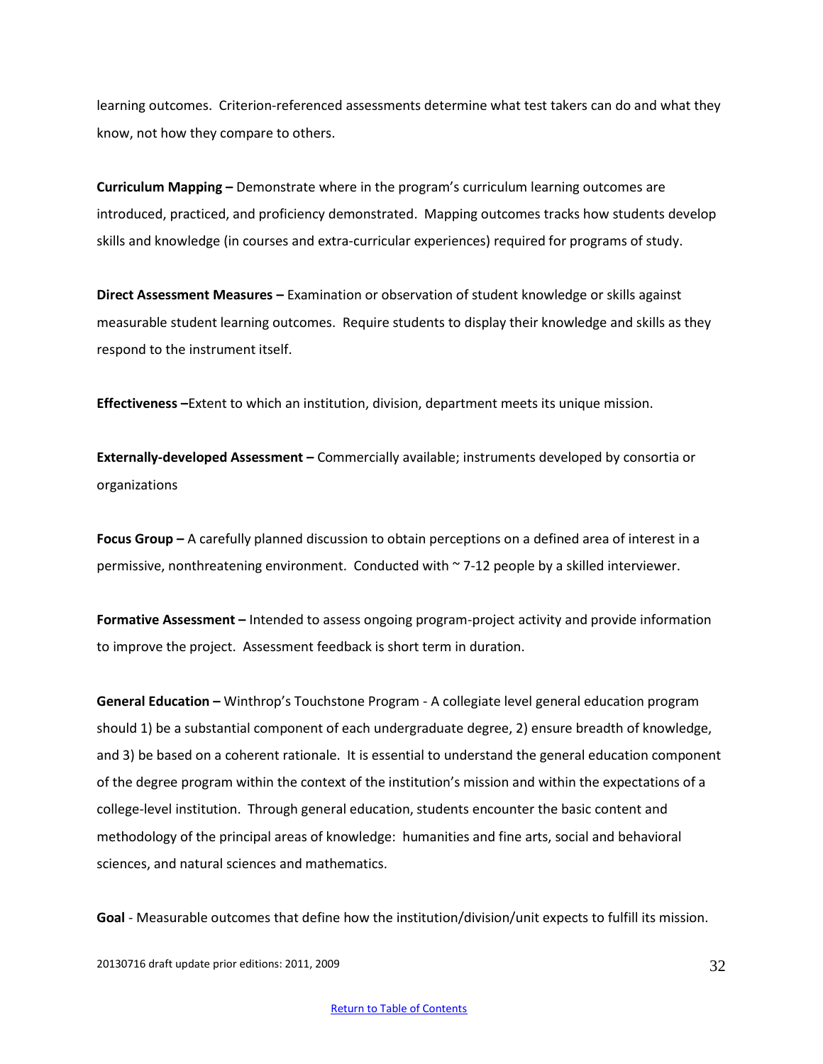learning outcomes. Criterion-referenced assessments determine what test takers can do and what they know, not how they compare to others.

**Curriculum Mapping –** Demonstrate where in the program's curriculum learning outcomes are introduced, practiced, and proficiency demonstrated. Mapping outcomes tracks how students develop skills and knowledge (in courses and extra-curricular experiences) required for programs of study.

**Direct Assessment Measures –** Examination or observation of student knowledge or skills against measurable student learning outcomes. Require students to display their knowledge and skills as they respond to the instrument itself.

**Effectiveness –**Extent to which an institution, division, department meets its unique mission.

**Externally-developed Assessment –** Commercially available; instruments developed by consortia or organizations

**Focus Group –** A carefully planned discussion to obtain perceptions on a defined area of interest in a permissive, nonthreatening environment. Conducted with ~ 7-12 people by a skilled interviewer.

**Formative Assessment –** Intended to assess ongoing program-project activity and provide information to improve the project. Assessment feedback is short term in duration.

**General Education –** Winthrop's Touchstone Program - A collegiate level general education program should 1) be a substantial component of each undergraduate degree, 2) ensure breadth of knowledge, and 3) be based on a coherent rationale. It is essential to understand the general education component of the degree program within the context of the institution's mission and within the expectations of a college-level institution. Through general education, students encounter the basic content and methodology of the principal areas of knowledge: humanities and fine arts, social and behavioral sciences, and natural sciences and mathematics.

**Goal** - Measurable outcomes that define how the institution/division/unit expects to fulfill its mission.

20130716 draft update prior editions: 2011, 2009

Return to Table of Contents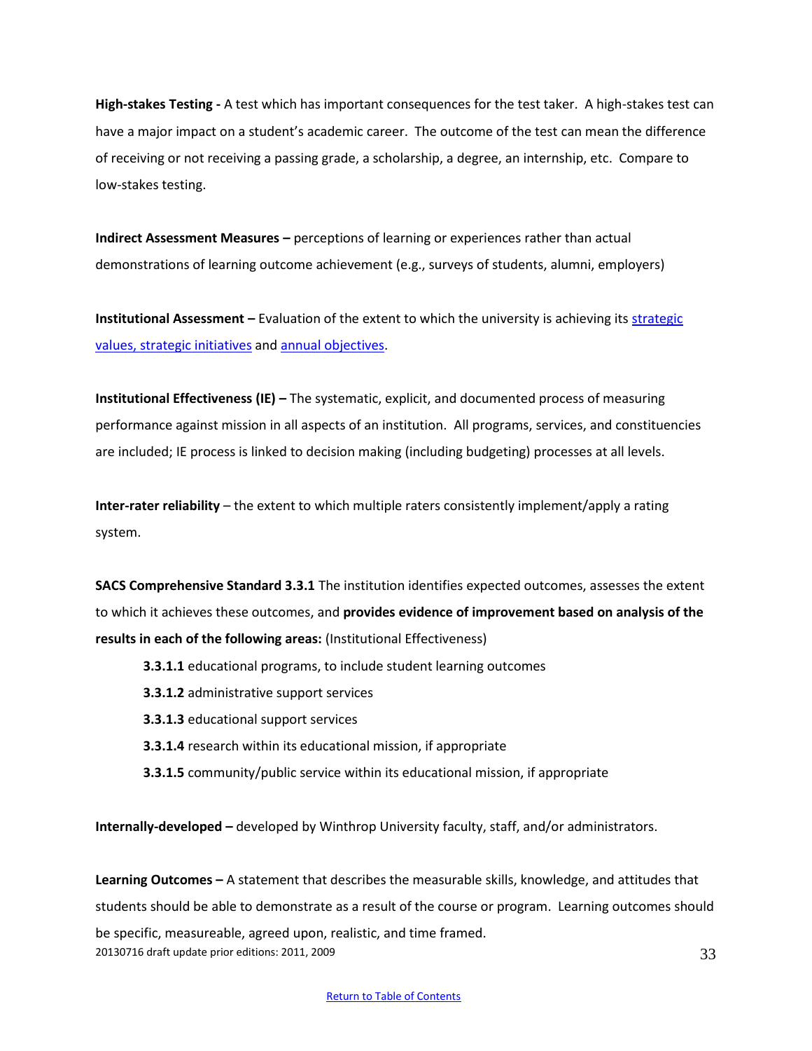**High-stakes Testing -** A test which has important consequences for the test taker. A high-stakes test can have a major impact on a student's academic career. The outcome of the test can mean the difference of receiving or not receiving a passing grade, a scholarship, a degree, an internship, etc. Compare to low-stakes testing.

**Indirect Assessment Measures –** perceptions of learning or experiences rather than actual demonstrations of learning outcome achievement (e.g., surveys of students, alumni, employers)

**Institutional Assessment –** Evaluation of the extent to which the university is achieving its strategic values, strategic initiatives and annual objectives.

**Institutional Effectiveness (IE) –** The systematic, explicit, and documented process of measuring performance against mission in all aspects of an institution. All programs, services, and constituencies are included; IE process is linked to decision making (including budgeting) processes at all levels.

**Inter-rater reliability** – the extent to which multiple raters consistently implement/apply a rating system.

**SACS Comprehensive Standard 3.3.1** The institution identifies expected outcomes, assesses the extent to which it achieves these outcomes, and **provides evidence of improvement based on analysis of the results in each of the following areas:** (Institutional Effectiveness)

- **3.3.1.1** educational programs, to include student learning outcomes
- **3.3.1.2** administrative support services
- **3.3.1.3** educational support services
- **3.3.1.4** research within its educational mission, if appropriate
- **3.3.1.5** community/public service within its educational mission, if appropriate

**Internally-developed –** developed by Winthrop University faculty, staff, and/or administrators.

**Learning Outcomes –** A statement that describes the measurable skills, knowledge, and attitudes that students should be able to demonstrate as a result of the course or program. Learning outcomes should be specific, measureable, agreed upon, realistic, and time framed.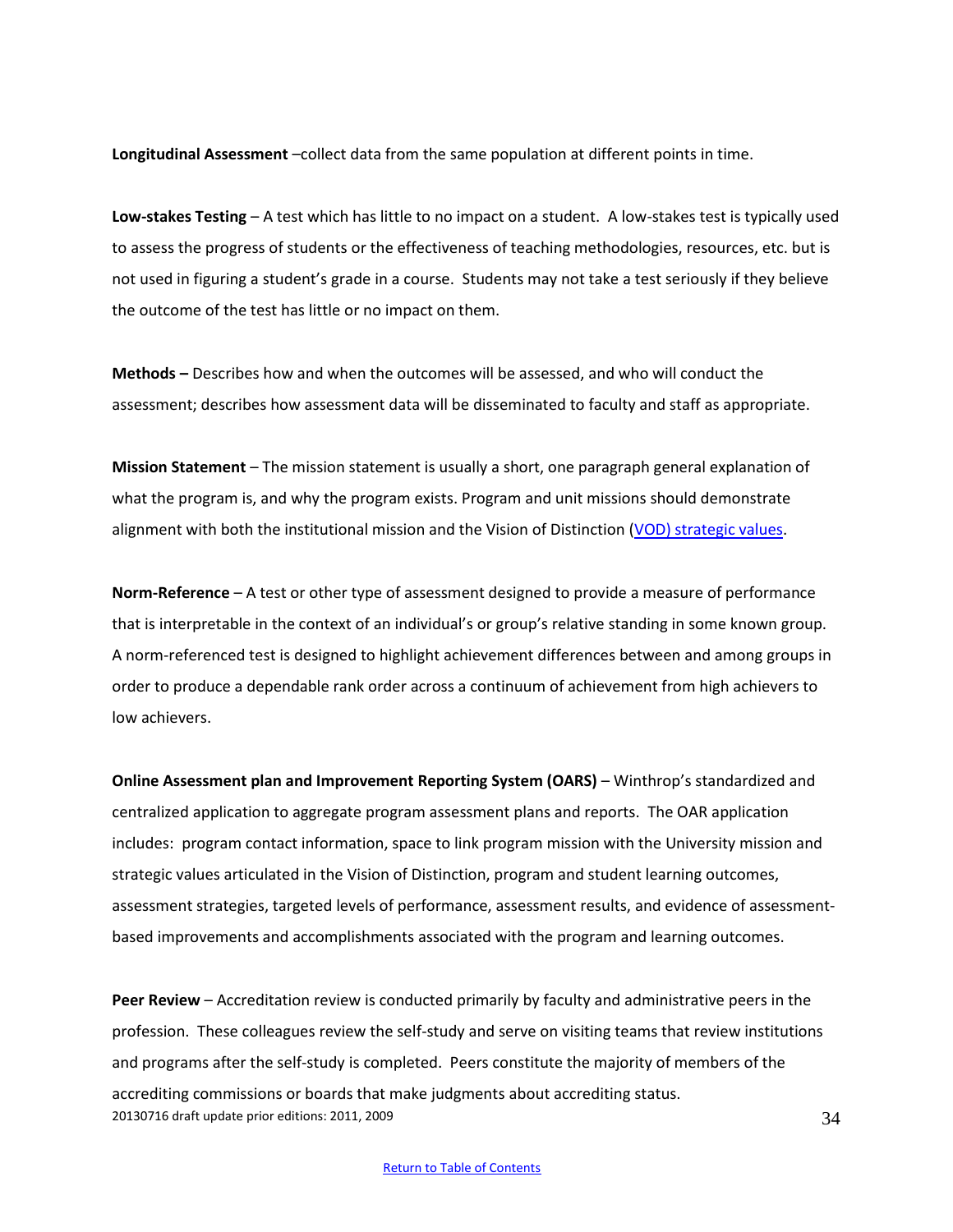**Longitudinal Assessment** –collect data from the same population at different points in time.

**Low-stakes Testing** – A test which has little to no impact on a student. A low-stakes test is typically used to assess the progress of students or the effectiveness of teaching methodologies, resources, etc. but is not used in figuring a student's grade in a course. Students may not take a test seriously if they believe the outcome of the test has little or no impact on them.

**Methods –** Describes how and when the outcomes will be assessed, and who will conduct the assessment; describes how assessment data will be disseminated to faculty and staff as appropriate.

**Mission Statement** – The mission statement is usually a short, one paragraph general explanation of what the program is, and why the program exists. Program and unit missions should demonstrate alignment with both the institutional mission and the Vision of Distinction (VOD) strategic values.

**Norm-Reference** – A test or other type of assessment designed to provide a measure of performance that is interpretable in the context of an individual's or group's relative standing in some known group. A norm-referenced test is designed to highlight achievement differences between and among groups in order to produce a dependable rank order across a continuum of achievement from high achievers to low achievers.

**Online Assessment plan and Improvement Reporting System (OARS)** – Winthrop's standardized and centralized application to aggregate program assessment plans and reports. The OAR application includes: program contact information, space to link program mission with the University mission and strategic values articulated in the Vision of Distinction, program and student learning outcomes, assessment strategies, targeted levels of performance, assessment results, and evidence of assessment-based improvements and accomplishments associated with the program and learning outcomes.

**Peer Review** – Accreditation review is conducted primarily by faculty and administrative peers in the profession. These colleagues review the self-study and serve on visiting teams that review institutions and programs after the self-study is completed. Peers constitute the majority of members of the accrediting commissions or boards that make judgments about accrediting status.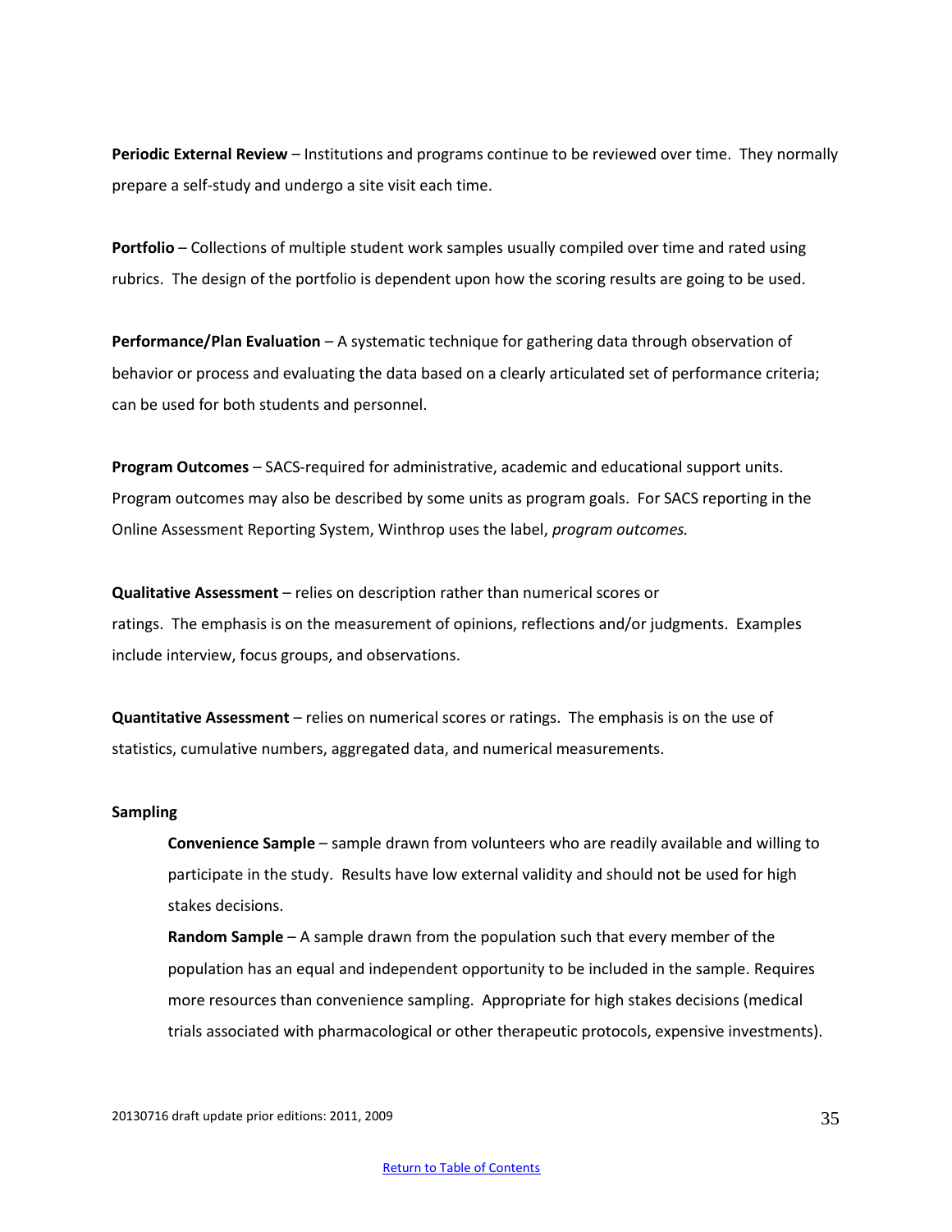**Periodic External Review** – Institutions and programs continue to be reviewed over time. They normally prepare a self-study and undergo a site visit each time.

**Portfolio** – Collections of multiple student work samples usually compiled over time and rated using rubrics. The design of the portfolio is dependent upon how the scoring results are going to be used.

**Performance/Plan Evaluation** – A systematic technique for gathering data through observation of behavior or process and evaluating the data based on a clearly articulated set of performance criteria; can be used for both students and personnel.

**Program Outcomes** – SACS-required for administrative, academic and educational support units. Program outcomes may also be described by some units as program goals. For SACS reporting in the Online Assessment Reporting System, Winthrop uses the label, *program outcomes.*

**Qualitative Assessment** – relies on description rather than numerical scores or ratings. The emphasis is on the measurement of opinions, reflections and/or judgments. Examples include interview, focus groups, and observations.

**Quantitative Assessment** – relies on numerical scores or ratings. The emphasis is on the use of statistics, cumulative numbers, aggregated data, and numerical measurements.

**Sampling**

> **Convenience Sample** – sample drawn from volunteers who are readily available and willing to participate in the study. Results have low external validity and should not be used for high stakes decisions.
>
> **Random Sample** – A sample drawn from the population such that every member of the population has an equal and independent opportunity to be included in the sample. Requires more resources than convenience sampling. Appropriate for high stakes decisions (medical trials associated with pharmacological or other therapeutic protocols, expensive investments).

20130716 draft update prior editions: 2011, 2009

Return to Table of Contents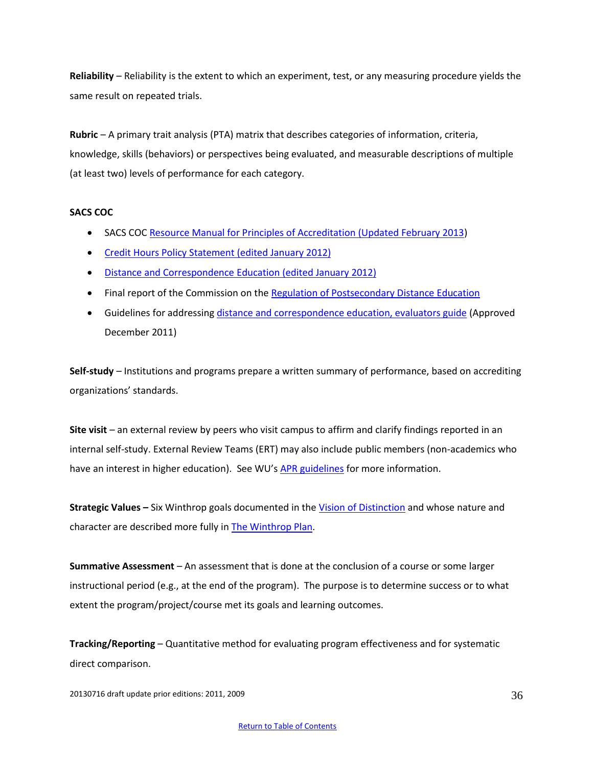**Reliability** – Reliability is the extent to which an experiment, test, or any measuring procedure yields the same result on repeated trials.

**Rubric** – A primary trait analysis (PTA) matrix that describes categories of information, criteria, knowledge, skills (behaviors) or perspectives being evaluated, and measurable descriptions of multiple (at least two) levels of performance for each category.

**SACS COC**

- SACS COC Resource Manual for Principles of Accreditation (Updated February 2013)
- Credit Hours Policy Statement (edited January 2012)
- Distance and Correspondence Education (edited January 2012)
- Final report of the Commission on the Regulation of Postsecondary Distance Education
- Guidelines for addressing distance and correspondence education, evaluators guide (Approved December 2011)

**Self-study** – Institutions and programs prepare a written summary of performance, based on accrediting organizations' standards.

**Site visit** – an external review by peers who visit campus to affirm and clarify findings reported in an internal self-study. External Review Teams (ERT) may also include public members (non-academics who have an interest in higher education). See WU's APR guidelines for more information.

**Strategic Values –** Six Winthrop goals documented in the Vision of Distinction and whose nature and character are described more fully in The Winthrop Plan.

**Summative Assessment** – An assessment that is done at the conclusion of a course or some larger instructional period (e.g., at the end of the program). The purpose is to determine success or to what extent the program/project/course met its goals and learning outcomes.

**Tracking/Reporting** – Quantitative method for evaluating program effectiveness and for systematic direct comparison.

20130716 draft update prior editions: 2011, 2009

Return to Table of Contents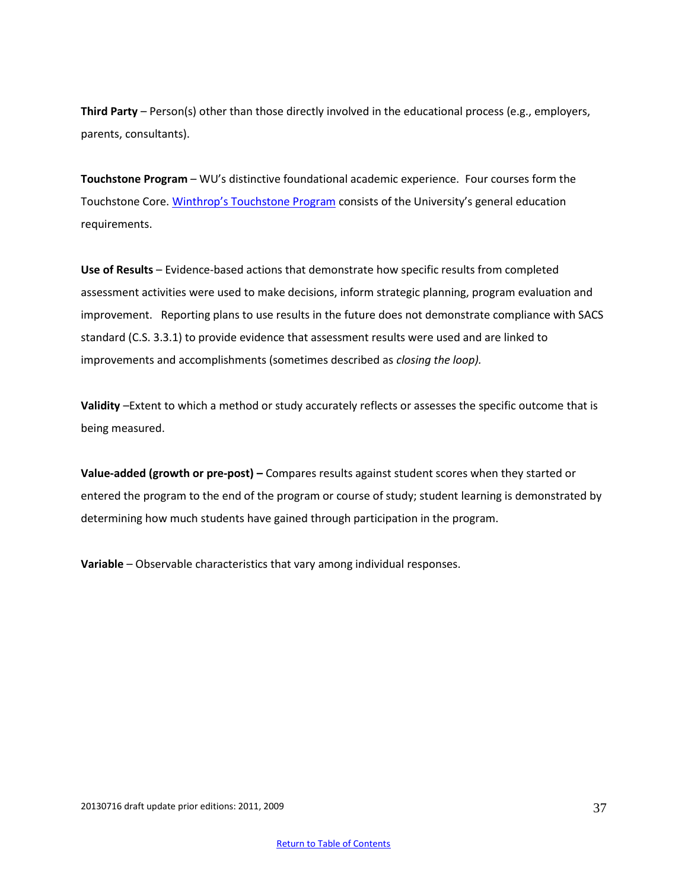**Third Party** – Person(s) other than those directly involved in the educational process (e.g., employers, parents, consultants).

**Touchstone Program** – WU's distinctive foundational academic experience. Four courses form the Touchstone Core. Winthrop's Touchstone Program consists of the University's general education requirements.

**Use of Results** – Evidence-based actions that demonstrate how specific results from completed assessment activities were used to make decisions, inform strategic planning, program evaluation and improvement. Reporting plans to use results in the future does not demonstrate compliance with SACS standard (C.S. 3.3.1) to provide evidence that assessment results were used and are linked to improvements and accomplishments (sometimes described as *closing the loop).*

**Validity** –Extent to which a method or study accurately reflects or assesses the specific outcome that is being measured.

**Value-added (growth or pre-post) –** Compares results against student scores when they started or entered the program to the end of the program or course of study; student learning is demonstrated by determining how much students have gained through participation in the program.

**Variable** – Observable characteristics that vary among individual responses.

20130716 draft update prior editions: 2011, 2009

Return to Table of Contents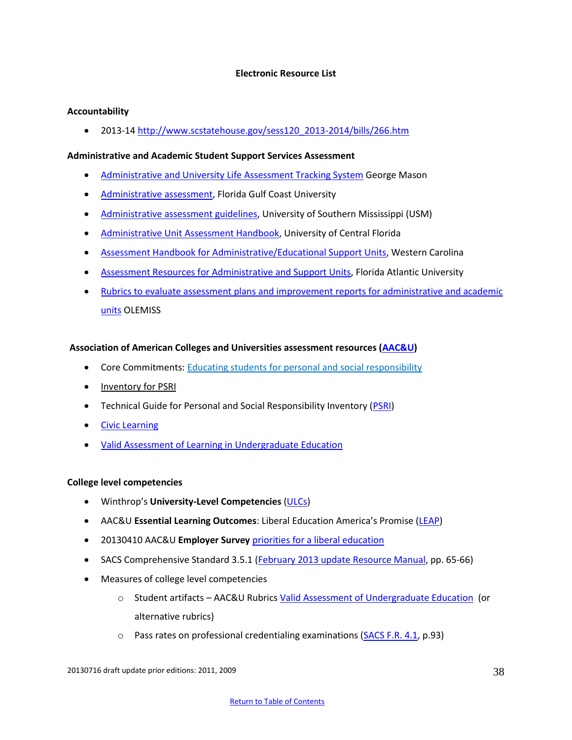## Electronic Resource List

**Accountability**

- 2013-14 http://www.scstatehouse.gov/sess120_2013-2014/bills/266.htm

**Administrative and Academic Student Support Services Assessment**

- Administrative and University Life Assessment Tracking System George Mason
- Administrative assessment, Florida Gulf Coast University
- Administrative assessment guidelines, University of Southern Mississippi (USM)
- Administrative Unit Assessment Handbook, University of Central Florida
- Assessment Handbook for Administrative/Educational Support Units, Western Carolina
- Assessment Resources for Administrative and Support Units, Florida Atlantic University
- Rubrics to evaluate assessment plans and improvement reports for administrative and academic units OLEMISS

**Association of American Colleges and Universities assessment resources (AAC&U)**

- Core Commitments: Educating students for personal and social responsibility
- Inventory for PSRI
- Technical Guide for Personal and Social Responsibility Inventory (PSRI)
- Civic Learning
- Valid Assessment of Learning in Undergraduate Education

**College level competencies**

- Winthrop's **University-Level Competencies** (ULCs)
- AAC&U **Essential Learning Outcomes**: Liberal Education America's Promise (LEAP)
- 20130410 AAC&U **Employer Survey** priorities for a liberal education
- SACS Comprehensive Standard 3.5.1 (February 2013 update Resource Manual, pp. 65-66)
- Measures of college level competencies
  - Student artifacts – AAC&U Rubrics Valid Assessment of Undergraduate Education (or alternative rubrics)
  - Pass rates on professional credentialing examinations (SACS F.R. 4.1, p.93)

20130716 draft update prior editions: 2011, 2009

Return to Table of Contents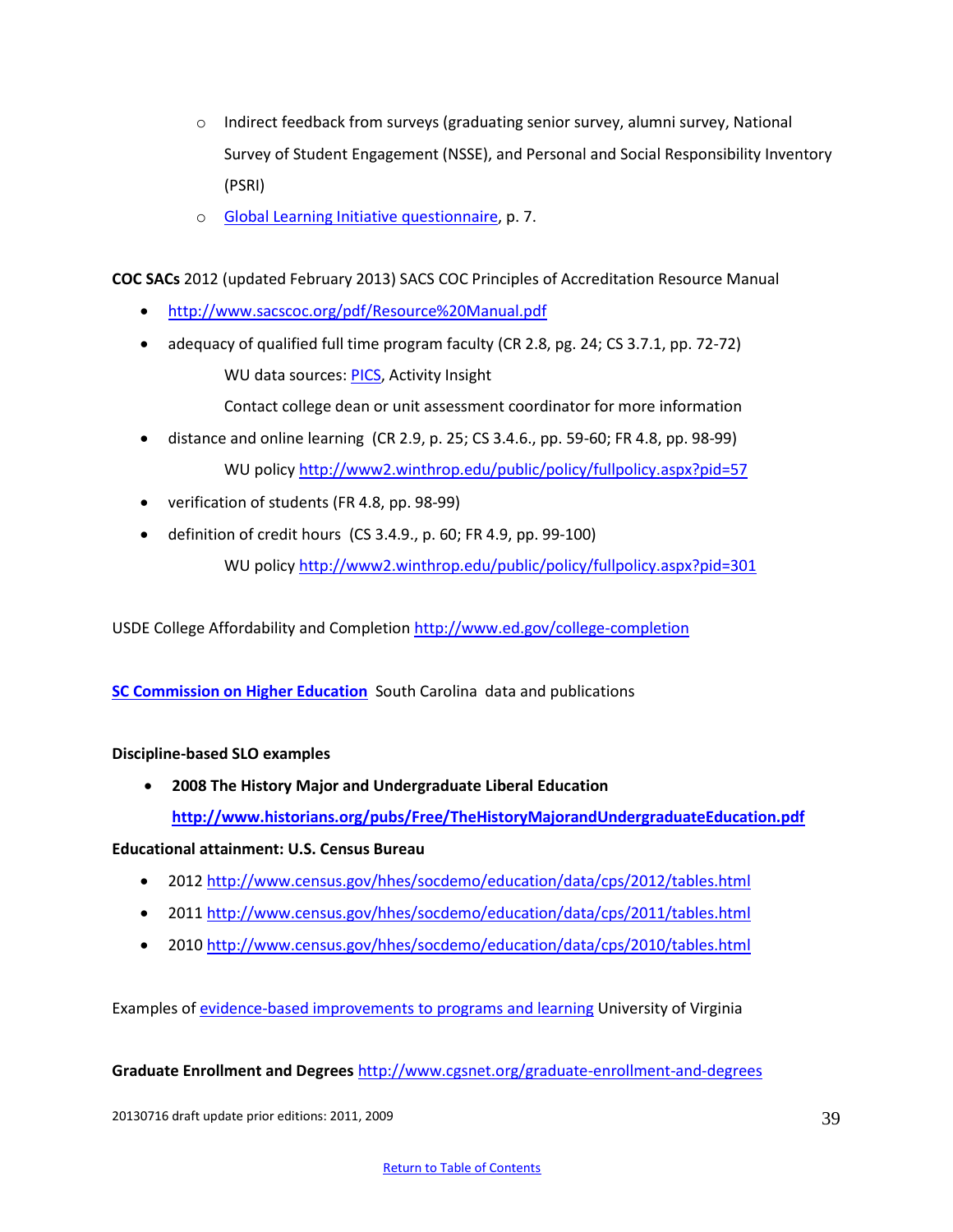- Indirect feedback from surveys (graduating senior survey, alumni survey, National Survey of Student Engagement (NSSE), and Personal and Social Responsibility Inventory (PSRI)
  - Global Learning Initiative questionnaire, p. 7.

**COC SACs** 2012 (updated February 2013) SACS COC Principles of Accreditation Resource Manual

- http://www.sacscoc.org/pdf/Resource%20Manual.pdf
- adequacy of qualified full time program faculty (CR 2.8, pg. 24; CS 3.7.1, pp. 72-72)

  WU data sources: PICS, Activity Insight

  Contact college dean or unit assessment coordinator for more information
- distance and online learning (CR 2.9, p. 25; CS 3.4.6., pp. 59-60; FR 4.8, pp. 98-99)

  WU policy http://www2.winthrop.edu/public/policy/fullpolicy.aspx?pid=57
- verification of students (FR 4.8, pp. 98-99)
- definition of credit hours (CS 3.4.9., p. 60; FR 4.9, pp. 99-100)

  WU policy http://www2.winthrop.edu/public/policy/fullpolicy.aspx?pid=301

USDE College Affordability and Completion http://www.ed.gov/college-completion

**SC Commission on Higher Education** South Carolina data and publications

**Discipline-based SLO examples**

- **2008 The History Major and Undergraduate Liberal Education**
  **http://www.historians.org/pubs/Free/TheHistoryMajorandUndergraduateEducation.pdf**

**Educational attainment: U.S. Census Bureau**

- 2012 http://www.census.gov/hhes/socdemo/education/data/cps/2012/tables.html
- 2011 http://www.census.gov/hhes/socdemo/education/data/cps/2011/tables.html
- 2010 http://www.census.gov/hhes/socdemo/education/data/cps/2010/tables.html

Examples of evidence-based improvements to programs and learning University of Virginia

**Graduate Enrollment and Degrees** http://www.cgsnet.org/graduate-enrollment-and-degrees

20130716 draft update prior editions: 2011, 2009

Return to Table of Contents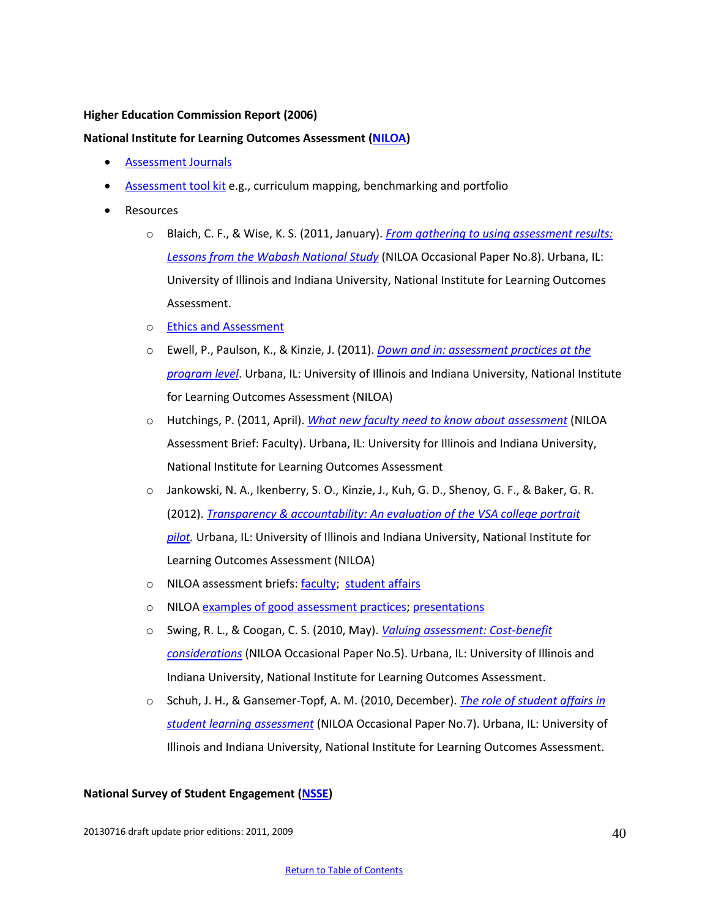**Higher Education Commission Report (2006)**

**National Institute for Learning Outcomes Assessment (NILOA)**

- Assessment Journals
- Assessment tool kit e.g., curriculum mapping, benchmarking and portfolio
- Resources
    - Blaich, C. F., & Wise, K. S. (2011, January). *From gathering to using assessment results: Lessons from the Wabash National Study* (NILOA Occasional Paper No.8). Urbana, IL: University of Illinois and Indiana University, National Institute for Learning Outcomes Assessment.
    - Ethics and Assessment
    - Ewell, P., Paulson, K., & Kinzie, J. (2011). *Down and in: assessment practices at the program level*. Urbana, IL: University of Illinois and Indiana University, National Institute for Learning Outcomes Assessment (NILOA)
    - Hutchings, P. (2011, April). *What new faculty need to know about assessment* (NILOA Assessment Brief: Faculty). Urbana, IL: University for Illinois and Indiana University, National Institute for Learning Outcomes Assessment
    - Jankowski, N. A., Ikenberry, S. O., Kinzie, J., Kuh, G. D., Shenoy, G. F., & Baker, G. R. (2012). *Transparency & accountability: An evaluation of the VSA college portrait pilot.* Urbana, IL: University of Illinois and Indiana University, National Institute for Learning Outcomes Assessment (NILOA)
    - NILOA assessment briefs: faculty; student affairs
    - NILOA examples of good assessment practices; presentations
    - Swing, R. L., & Coogan, C. S. (2010, May). *Valuing assessment: Cost-benefit considerations* (NILOA Occasional Paper No.5). Urbana, IL: University of Illinois and Indiana University, National Institute for Learning Outcomes Assessment.
    - Schuh, J. H., & Gansemer-Topf, A. M. (2010, December). *The role of student affairs in student learning assessment* (NILOA Occasional Paper No.7). Urbana, IL: University of Illinois and Indiana University, National Institute for Learning Outcomes Assessment.

**National Survey of Student Engagement (NSSE)**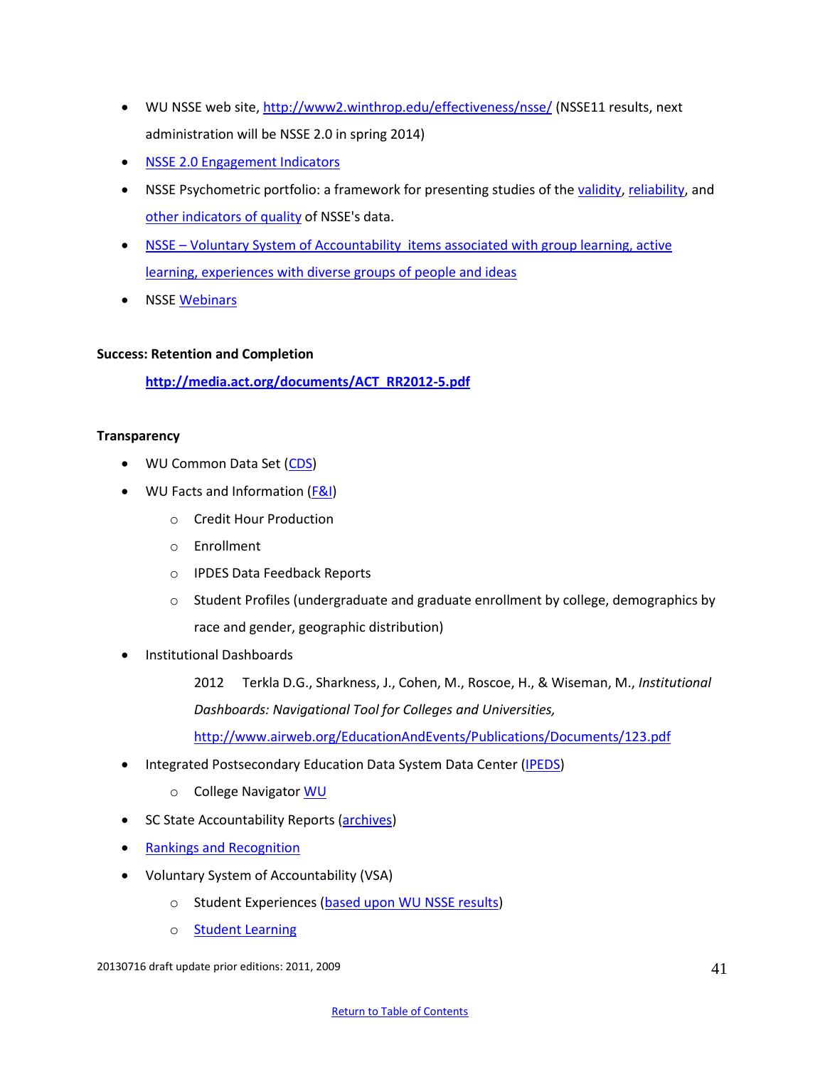- WU NSSE web site, http://www2.winthrop.edu/effectiveness/nsse/ (NSSE11 results, next administration will be NSSE 2.0 in spring 2014)
- NSSE 2.0 Engagement Indicators
- NSSE Psychometric portfolio: a framework for presenting studies of the validity, reliability, and other indicators of quality of NSSE's data.
- NSSE – Voluntary System of Accountability items associated with group learning, active learning, experiences with diverse groups of people and ideas
- NSSE Webinars

**Success: Retention and Completion**

**http://media.act.org/documents/ACT_RR2012-5.pdf**

**Transparency**

- WU Common Data Set (CDS)
- WU Facts and Information (F&I)
    - Credit Hour Production
    - Enrollment
    - IPDES Data Feedback Reports
    - Student Profiles (undergraduate and graduate enrollment by college, demographics by race and gender, geographic distribution)
- Institutional Dashboards

    2012 Terkla D.G., Sharkness, J., Cohen, M., Roscoe, H., & Wiseman, M., *Institutional Dashboards: Navigational Tool for Colleges and Universities,* http://www.airweb.org/EducationAndEvents/Publications/Documents/123.pdf
- Integrated Postsecondary Education Data System Data Center (IPEDS)
    - College Navigator WU
- SC State Accountability Reports (archives)
- Rankings and Recognition
- Voluntary System of Accountability (VSA)
    - Student Experiences (based upon WU NSSE results)
    - Student Learning

20130716 draft update prior editions: 2011, 2009

Return to Table of Contents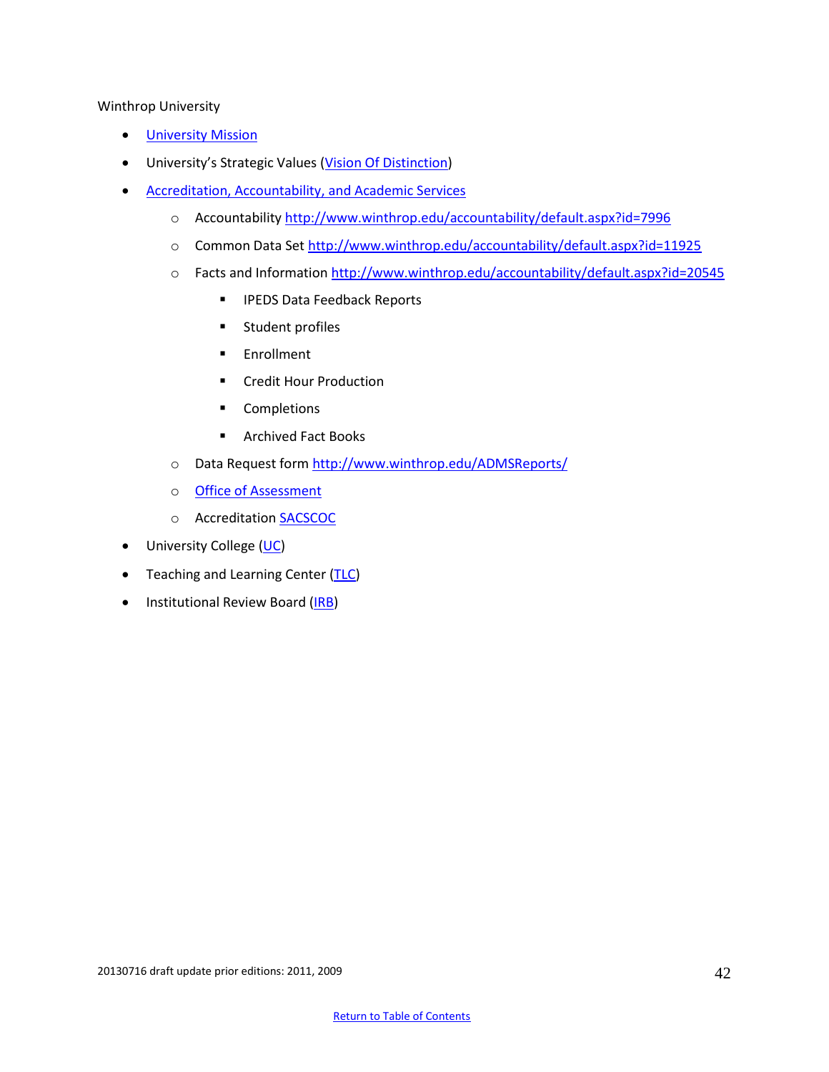Winthrop University

- University Mission
- University's Strategic Values (Vision Of Distinction)
- Accreditation, Accountability, and Academic Services
  - Accountability http://www.winthrop.edu/accountability/default.aspx?id=7996
  - Common Data Set http://www.winthrop.edu/accountability/default.aspx?id=11925
  - Facts and Information http://www.winthrop.edu/accountability/default.aspx?id=20545
    - IPEDS Data Feedback Reports
    - Student profiles
    - Enrollment
    - Credit Hour Production
    - Completions
    - Archived Fact Books
  - Data Request form http://www.winthrop.edu/ADMSReports/
  - Office of Assessment
  - Accreditation SACSCOC
- University College (UC)
- Teaching and Learning Center (TLC)
- Institutional Review Board (IRB)

20130716 draft update prior editions: 2011, 2009

Return to Table of Contents